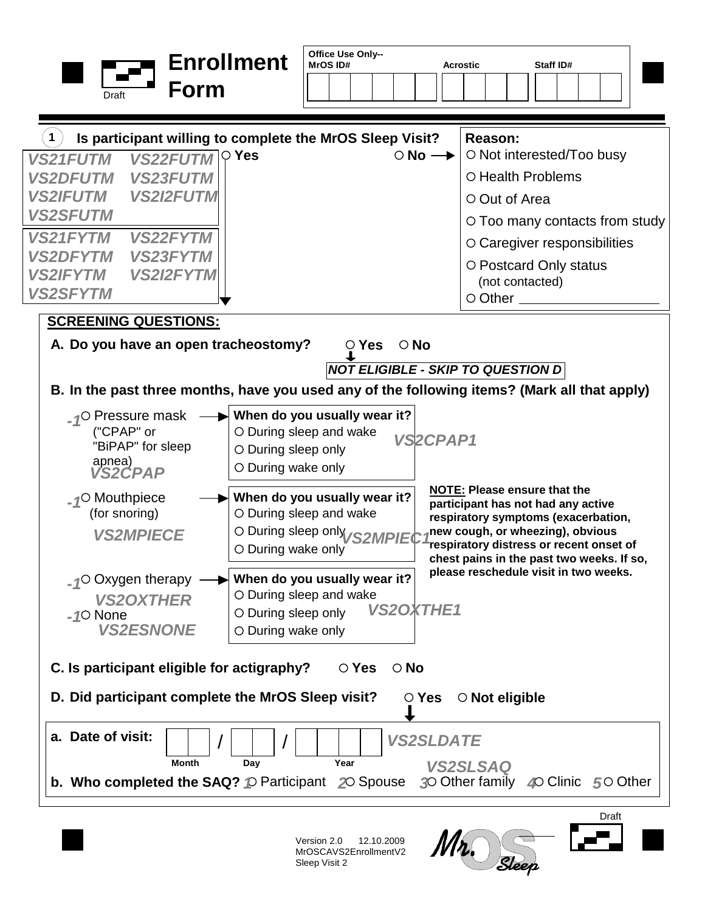# Enrollment Form

Draft

**Office Use Only--**

| MrOS ID# | Acrostic | Staff ID# |
|---|---|---|
| | | |

**1** **Is participant willing to complete the MrOS Sleep Visit?**

VS21FUTM VS22FUTM VS2DFUTM VS23FUTM VS2IFUTM VS2I2FUTM VS2SFUTM

VS21FYTM VS22FYTM VS2DFYTM VS23FYTM VS2IFYTM VS2I2FYTM VS2SFYTM

○ **Yes** ○ **No** →

**Reason:**
- ○ Not interested/Too busy
- ○ Health Problems
- ○ Out of Area
- ○ Too many contacts from study
- ○ Caregiver responsibilities
- ○ Postcard Only status (not contacted)
- ○ Other ____________________

**SCREENING QUESTIONS:**

**A. Do you have an open tracheostomy?** ○ **Yes** ○ **No**

***NOT ELIGIBLE - SKIP TO QUESTION D***

**B. In the past three months, have you used any of the following items? (Mark all that apply)**

-1 ○ Pressure mask ("CPAP" or "BiPAP" for sleep apnea) *VS2CPAP* → **When do you usually wear it?** *VS2CPAP1*
- ○ During sleep and wake
- ○ During sleep only
- ○ During wake only

-1 ○ Mouthpiece (for snoring) *VS2MPIECE* → **When do you usually wear it?** *VS2MPIEC1*
- ○ During sleep and wake
- ○ During sleep only
- ○ During wake only

-1 ○ Oxygen therapy *VS2OXTHER* → **When do you usually wear it?** *VS2OXTHE1*
- ○ During sleep and wake
- ○ During sleep only
- ○ During wake only

-1 ○ None *VS2ESNONE*

**NOTE: Please ensure that the participant has not had any active respiratory symptoms (exacerbation, new cough, or wheezing), obvious respiratory distress or recent onset of chest pains in the past two weeks. If so, please reschedule visit in two weeks.**

**C. Is participant eligible for actigraphy?** ○ **Yes** ○ **No**

**D. Did participant complete the MrOS Sleep visit?** ○ **Yes** ○ **Not eligible**

**a. Date of visit:** ___ ___ / ___ ___ / ___ ___ ___ ___ *VS2SLDATE*
(Month / Day / Year)

**b. Who completed the SAQ?** *VS2SLSAQ* 1 ○ Participant 2 ○ Spouse 3 ○ Other family 4 ○ Clinic 5 ○ Other

Version 2.0 12.10.2009
MrOSCAVS2EnrollmentV2
Sleep Visit 2

Draft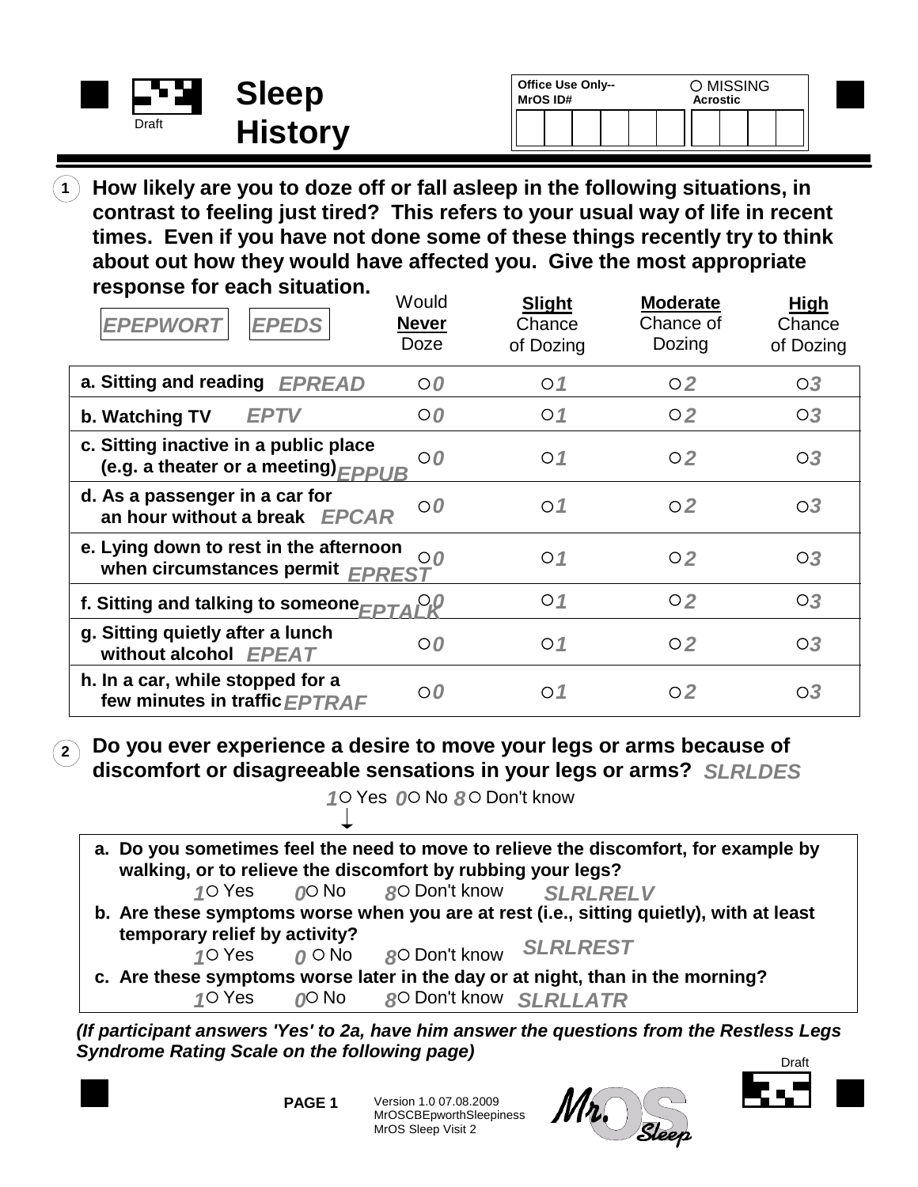# Sleep History

Draft

| Office Use Only-- MrOS ID# | ○ MISSING Acrostic |
|---|---|
| | |

**1** **How likely are you to doze off or fall asleep in the following situations, in contrast to feeling just tired? This refers to your usual way of life in recent times. Even if you have not done some of these things recently try to think about out how they would have affected you. Give the most appropriate response for each situation.**

| *EPEPWORT* *EPEDS* | Would **Never** Doze | **Slight** Chance of Dozing | **Moderate** Chance of Dozing | **High** Chance of Dozing |
|---|---|---|---|---|
| **a. Sitting and reading** *EPREAD* | ○ *0* | ○ *1* | ○ *2* | ○ *3* |
| **b. Watching TV** *EPTV* | ○ *0* | ○ *1* | ○ *2* | ○ *3* |
| **c. Sitting inactive in a public place (e.g. a theater or a meeting)** *EPPUB* | ○ *0* | ○ *1* | ○ *2* | ○ *3* |
| **d. As a passenger in a car for an hour without a break** *EPCAR* | ○ *0* | ○ *1* | ○ *2* | ○ *3* |
| **e. Lying down to rest in the afternoon when circumstances permit** *EPREST* | ○ *0* | ○ *1* | ○ *2* | ○ *3* |
| **f. Sitting and talking to someone** *EPTALK* | ○ *0* | ○ *1* | ○ *2* | ○ *3* |
| **g. Sitting quietly after a lunch without alcohol** *EPEAT* | ○ *0* | ○ *1* | ○ *2* | ○ *3* |
| **h. In a car, while stopped for a few minutes in traffic** *EPTRAF* | ○ *0* | ○ *1* | ○ *2* | ○ *3* |

**2** **Do you ever experience a desire to move your legs or arms because of discomfort or disagreeable sensations in your legs or arms?** *SLRLDES*

*1* ○ Yes *0* ○ No *8* ○ Don't know

**a. Do you sometimes feel the need to move to relieve the discomfort, for example by walking, or to relieve the discomfort by rubbing your legs?**
*1* ○ Yes *0* ○ No *8* ○ Don't know *SLRLRELV*

**b. Are these symptoms worse when you are at rest (i.e., sitting quietly), with at least temporary relief by activity?**
*1* ○ Yes *0* ○ No *8* ○ Don't know *SLRLREST*

**c. Are these symptoms worse later in the day or at night, than in the morning?**
*1* ○ Yes *0* ○ No *8* ○ Don't know *SLRLLATR*

***(If participant answers 'Yes' to 2a, have him answer the questions from the Restless Legs Syndrome Rating Scale on the following page)***

Version 1.0 07.08.2009
MrOSCBEpworthSleepiness
MrOS Sleep Visit 2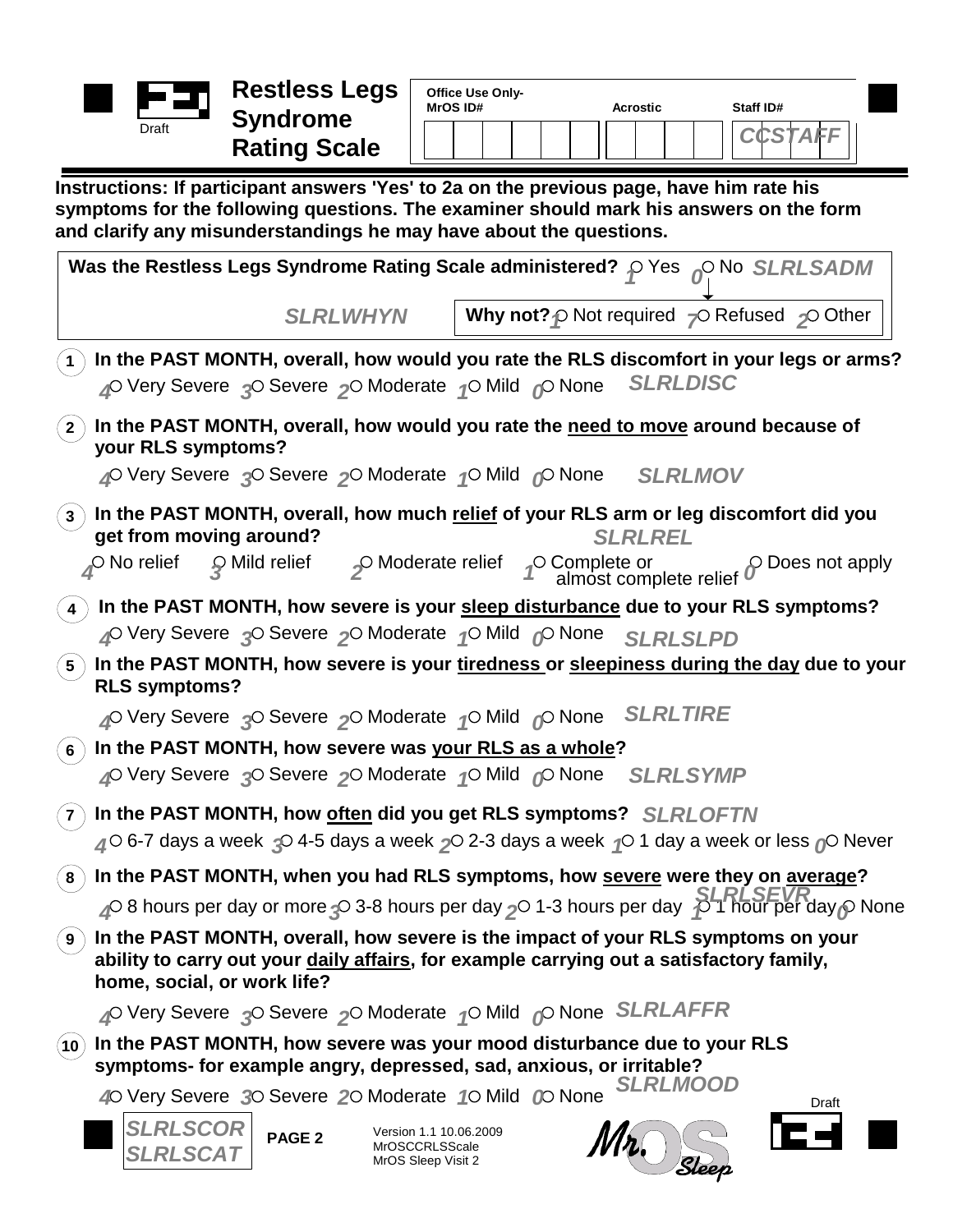Draft

# Restless Legs Syndrome Rating Scale

| Office Use Only- MrOS ID# | Acrostic | Staff ID# |
|---|---|---|
| | | CCSTAFF |

**Instructions: If participant answers 'Yes' to 2a on the previous page, have him rate his symptoms for the following questions. The examiner should mark his answers on the form and clarify any misunderstandings he may have about the questions.**

**Was the Restless Legs Syndrome Rating Scale administered?** 1 ○ Yes 0 ○ No *SLRLSADM*

*SLRLWHYN* **Why not?** 1 ○ Not required 7 ○ Refused 2 ○ Other

1. **In the PAST MONTH, overall, how would you rate the RLS discomfort in your legs or arms?**
   4 ○ Very Severe 3 ○ Severe 2 ○ Moderate 1 ○ Mild 0 ○ None *SLRLDISC*

2. **In the PAST MONTH, overall, how would you rate the need to move around because of your RLS symptoms?**
   4 ○ Very Severe 3 ○ Severe 2 ○ Moderate 1 ○ Mild 0 ○ None *SLRLMOV*

3. **In the PAST MONTH, overall, how much relief of your RLS arm or leg discomfort did you get from moving around?** *SLRLREL*
   4 ○ No relief 3 ○ Mild relief 2 ○ Moderate relief 1 ○ Complete or almost complete relief 0 ○ Does not apply

4. **In the PAST MONTH, how severe is your sleep disturbance due to your RLS symptoms?**
   4 ○ Very Severe 3 ○ Severe 2 ○ Moderate 1 ○ Mild 0 ○ None *SLRLSLPD*

5. **In the PAST MONTH, how severe is your tiredness or sleepiness during the day due to your RLS symptoms?**
   4 ○ Very Severe 3 ○ Severe 2 ○ Moderate 1 ○ Mild 0 ○ None *SLRLTIRE*

6. **In the PAST MONTH, how severe was your RLS as a whole?**
   4 ○ Very Severe 3 ○ Severe 2 ○ Moderate 1 ○ Mild 0 ○ None *SLRLSYMP*

7. **In the PAST MONTH, how often did you get RLS symptoms?** *SLRLOFTN*
   4 ○ 6-7 days a week 3 ○ 4-5 days a week 2 ○ 2-3 days a week 1 ○ 1 day a week or less 0 ○ Never

8. **In the PAST MONTH, when you had RLS symptoms, how severe were they on average?** *SLRLSEVR*
   4 ○ 8 hours per day or more 3 ○ 3-8 hours per day 2 ○ 1-3 hours per day 1 ○ 1 hour per day 0 ○ None

9. **In the PAST MONTH, overall, how severe is the impact of your RLS symptoms on your ability to carry out your daily affairs, for example carrying out a satisfactory family, home, social, or work life?**
   4 ○ Very Severe 3 ○ Severe 2 ○ Moderate 1 ○ Mild 0 ○ None *SLRLAFFR*

10. **In the PAST MONTH, how severe was your mood disturbance due to your RLS symptoms- for example angry, depressed, sad, anxious, or irritable?** *SLRLMOOD*
    4 ○ Very Severe 3 ○ Severe 2 ○ Moderate 1 ○ Mild 0 ○ None

*SLRLSCOR*
*SLRLSCAT*

Version 1.1 10.06.2009
MrOSCCRLSScale
MrOS Sleep Visit 2

Draft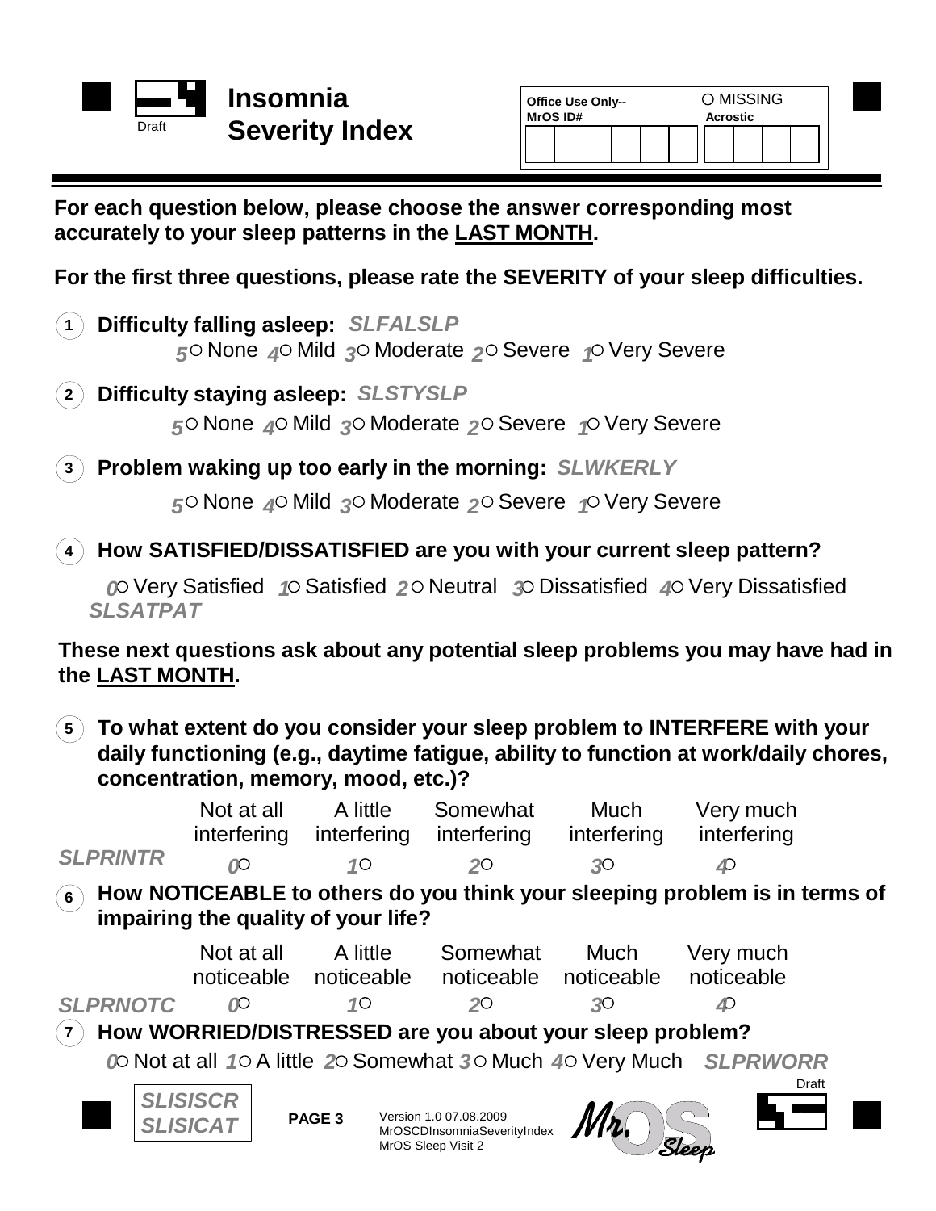# Insomnia Severity Index

Draft

| Office Use Only-- MrOS ID# | ○ MISSING Acrostic |
|---|---|
| | |

**For each question below, please choose the answer corresponding most accurately to your sleep patterns in the LAST MONTH.**

**For the first three questions, please rate the SEVERITY of your sleep difficulties.**

1. **Difficulty falling asleep:** *SLFALSLP*

   *5* ○ None *4* ○ Mild *3* ○ Moderate *2* ○ Severe *1* ○ Very Severe

2. **Difficulty staying asleep:** *SLSTYSLP*

   *5* ○ None *4* ○ Mild *3* ○ Moderate *2* ○ Severe *1* ○ Very Severe

3. **Problem waking up too early in the morning:** *SLWKERLY*

   *5* ○ None *4* ○ Mild *3* ○ Moderate *2* ○ Severe *1* ○ Very Severe

4. **How SATISFIED/DISSATISFIED are you with your current sleep pattern?**

   *0* ○ Very Satisfied *1* ○ Satisfied *2* ○ Neutral *3* ○ Dissatisfied *4* ○ Very Dissatisfied
   *SLSATPAT*

**These next questions ask about any potential sleep problems you may have had in the LAST MONTH.**

5. **To what extent do you consider your sleep problem to INTERFERE with your daily functioning (e.g., daytime fatigue, ability to function at work/daily chores, concentration, memory, mood, etc.)?**

| | Not at all interfering | A little interfering | Somewhat interfering | Much interfering | Very much interfering |
|---|---|---|---|---|---|
| *SLPRINTR* | *0* ○ | *1* ○ | *2* ○ | *3* ○ | *4* ○ |

6. **How NOTICEABLE to others do you think your sleeping problem is in terms of impairing the quality of your life?**

| | Not at all noticeable | A little noticeable | Somewhat noticeable | Much noticeable | Very much noticeable |
|---|---|---|---|---|---|
| *SLPRNOTC* | *0* ○ | *1* ○ | *2* ○ | *3* ○ | *4* ○ |

7. **How WORRIED/DISTRESSED are you about your sleep problem?**

   *0* ○ Not at all *1* ○ A little *2* ○ Somewhat *3* ○ Much *4* ○ Very Much *SLPRWORR*

Draft

*SLISISCR*
*SLISICAT*

PAGE 3

Version 1.0 07.08.2009
MrOSCDInsomniaSeverityIndex
MrOS Sleep Visit 2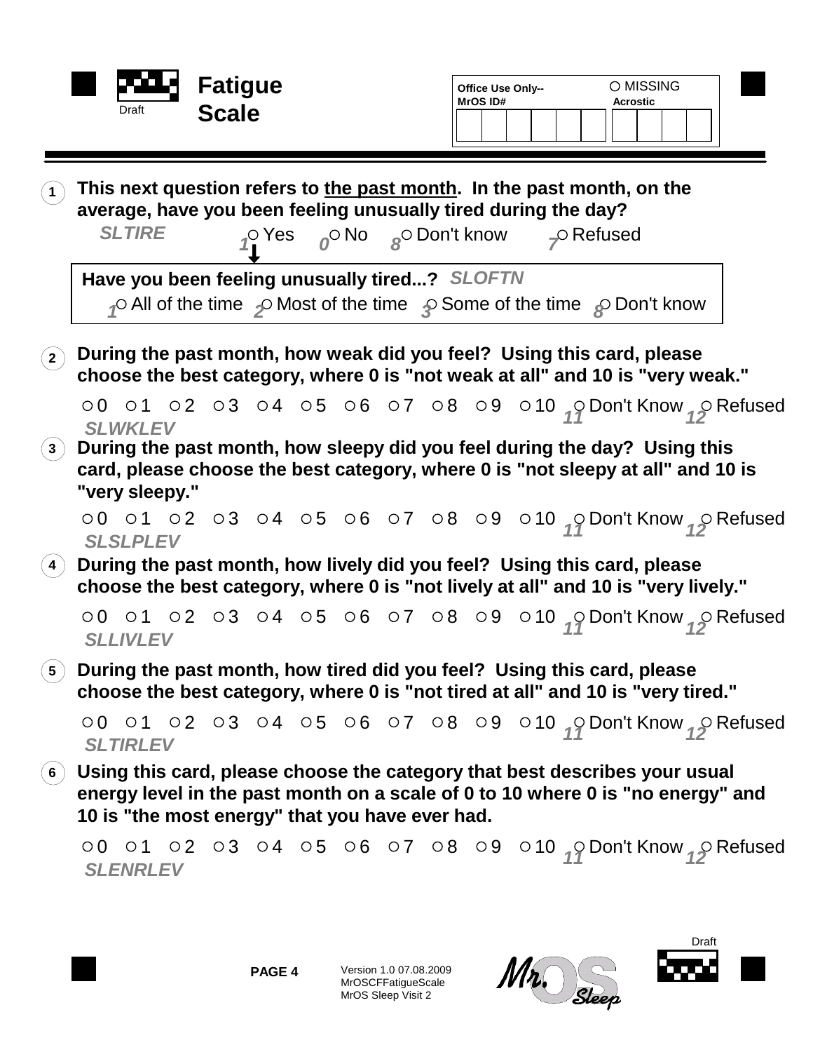# Fatigue Scale

Draft

Office Use Only-- MrOS ID# ○ MISSING Acrostic

**1** **This next question refers to the past month. In the past month, on the average, have you been feeling unusually tired during the day?**

*SLTIRE*

*1* ○ Yes *0* ○ No *8* ○ Don't know *7* ○ Refused

**Have you been feeling unusually tired...?** *SLOFTN*

*1* ○ All of the time *2* ○ Most of the time *3* ○ Some of the time *8* ○ Don't know

**2** **During the past month, how weak did you feel? Using this card, please choose the best category, where 0 is "not weak at all" and 10 is "very weak."**

○ 0 ○ 1 ○ 2 ○ 3 ○ 4 ○ 5 ○ 6 ○ 7 ○ 8 ○ 9 ○ 10 *11* ○ Don't Know *12* ○ Refused

*SLWKLEV*

**3** **During the past month, how sleepy did you feel during the day? Using this card, please choose the best category, where 0 is "not sleepy at all" and 10 is "very sleepy."**

○ 0 ○ 1 ○ 2 ○ 3 ○ 4 ○ 5 ○ 6 ○ 7 ○ 8 ○ 9 ○ 10 *11* ○ Don't Know *12* ○ Refused

*SLSLPLEV*

**4** **During the past month, how lively did you feel? Using this card, please choose the best category, where 0 is "not lively at all" and 10 is "very lively."**

○ 0 ○ 1 ○ 2 ○ 3 ○ 4 ○ 5 ○ 6 ○ 7 ○ 8 ○ 9 ○ 10 *11* ○ Don't Know *12* ○ Refused

*SLLIVLEV*

**5** **During the past month, how tired did you feel? Using this card, please choose the best category, where 0 is "not tired at all" and 10 is "very tired."**

○ 0 ○ 1 ○ 2 ○ 3 ○ 4 ○ 5 ○ 6 ○ 7 ○ 8 ○ 9 ○ 10 *11* ○ Don't Know *12* ○ Refused

*SLTIRLEV*

**6** **Using this card, please choose the category that best describes your usual energy level in the past month on a scale of 0 to 10 where 0 is "no energy" and 10 is "the most energy" that you have ever had.**

○ 0 ○ 1 ○ 2 ○ 3 ○ 4 ○ 5 ○ 6 ○ 7 ○ 8 ○ 9 ○ 10 *11* ○ Don't Know *12* ○ Refused

*SLENRLEV*

PAGE 4 Version 1.0 07.08.2009 MrOSCFFatigueScale MrOS Sleep Visit 2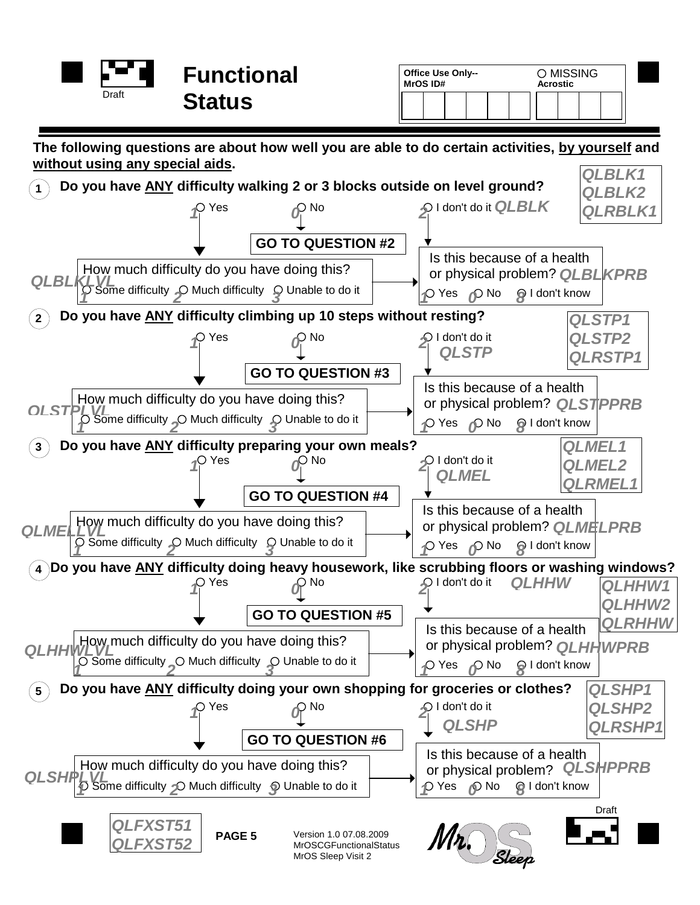# Functional Status

Draft

Office Use Only-- MrOS ID#

○ MISSING Acrostic

**The following questions are about how well you are able to do certain activities, by yourself and without using any special aids.**

QLBLK1
QLBLK2
QLRBLK1

**1. Do you have ANY difficulty walking 2 or 3 blocks outside on level ground?**

1 ○ Yes  0 ○ No → **GO TO QUESTION #2**  2 ○ I don't do it QLBLK

How much difficulty do you have doing this? QLBLKLVL
1 ○ Some difficulty  2 ○ Much difficulty  3 ○ Unable to do it

Is this because of a health or physical problem? QLBLKPRB
1 ○ Yes  0 ○ No  8 ○ I don't know

QLSTP1
QLSTP2
QLRSTP1

**2. Do you have ANY difficulty climbing up 10 steps without resting?**

1 ○ Yes  0 ○ No → **GO TO QUESTION #3**  2 ○ I don't do it QLSTP

How much difficulty do you have doing this? QLSTPLVL
1 ○ Some difficulty  2 ○ Much difficulty  3 ○ Unable to do it

Is this because of a health or physical problem? QLSTPPRB
1 ○ Yes  0 ○ No  8 ○ I don't know

QLMEL1
QLMEL2
QLRMEL1

**3. Do you have ANY difficulty preparing your own meals?**

1 ○ Yes  0 ○ No → **GO TO QUESTION #4**  2 ○ I don't do it QLMEL

How much difficulty do you have doing this? QLMELLVL
1 ○ Some difficulty  2 ○ Much difficulty  3 ○ Unable to do it

Is this because of a health or physical problem? QLMELPRB
1 ○ Yes  0 ○ No  8 ○ I don't know

QLHHW1
QLHHW2
QLRHHW

**4. Do you have ANY difficulty doing heavy housework, like scrubbing floors or washing windows?**

1 ○ Yes  0 ○ No → **GO TO QUESTION #5**  2 ○ I don't do it QLHHW

How much difficulty do you have doing this? QLHHWLVL
1 ○ Some difficulty  2 ○ Much difficulty  3 ○ Unable to do it

Is this because of a health or physical problem? QLHHWPRB
1 ○ Yes  0 ○ No  8 ○ I don't know

QLSHP1
QLSHP2
QLRSHP1

**5. Do you have ANY difficulty doing your own shopping for groceries or clothes?**

1 ○ Yes  0 ○ No → **GO TO QUESTION #6**  2 ○ I don't do it QLSHP

How much difficulty do you have doing this? QLSHPLVL
1 ○ Some difficulty  2 ○ Much difficulty  3 ○ Unable to do it

Is this because of a health or physical problem? QLSHPPRB
1 ○ Yes  0 ○ No  8 ○ I don't know

Draft

QLFXST51
QLFXST52

PAGE 5

Version 1.0 07.08.2009
MrOSCGFunctionalStatus
MrOS Sleep Visit 2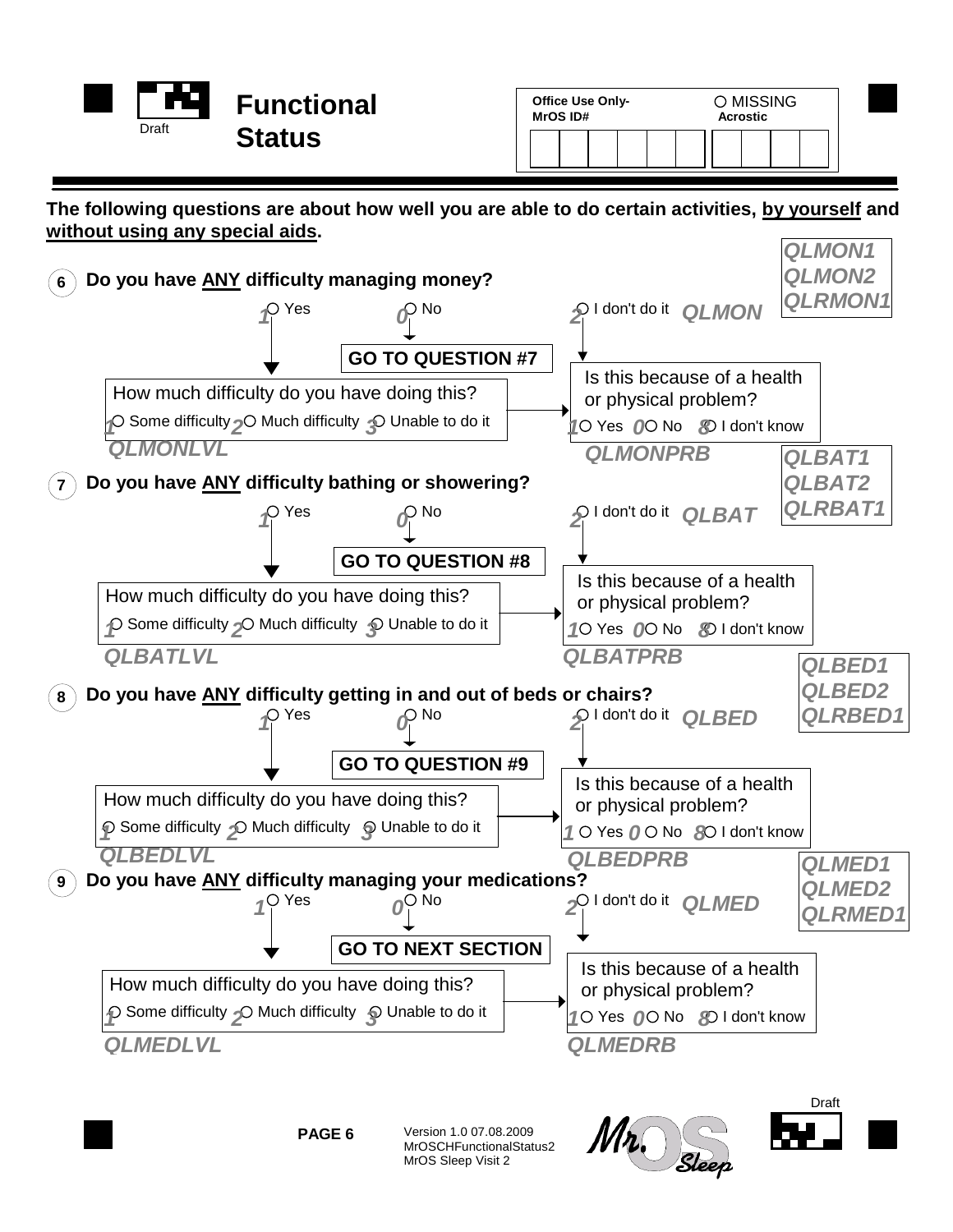# Functional Status

Draft

Office Use Only- MrOS ID# ○ MISSING Acrostic

**The following questions are about how well you are able to do certain activities, <u>by yourself</u> and <u>without using any special aids</u>.**

QLMON1
QLMON2
QLRMON1

**6 Do you have <u>ANY</u> difficulty managing money?** *QLMON*

1 ○ Yes  0 ○ No → **GO TO QUESTION #7**  2 ○ I don't do it

How much difficulty do you have doing this? *QLMONLVL*
1 ○ Some difficulty 2 ○ Much difficulty 3 ○ Unable to do it

Is this because of a health or physical problem? *QLMONPRB*
1 ○ Yes 0 ○ No 8 ○ I don't know

QLBAT1
QLBAT2
QLRBAT1

**7 Do you have <u>ANY</u> difficulty bathing or showering?** *QLBAT*

1 ○ Yes  0 ○ No → **GO TO QUESTION #8**  2 ○ I don't do it

How much difficulty do you have doing this? *QLBATLVL*
1 ○ Some difficulty 2 ○ Much difficulty 3 ○ Unable to do it

Is this because of a health or physical problem? *QLBATPRB*
1 ○ Yes 0 ○ No 8 ○ I don't know

QLBED1
QLBED2
QLRBED1

**8 Do you have <u>ANY</u> difficulty getting in and out of beds or chairs?** *QLBED*

1 ○ Yes  0 ○ No → **GO TO QUESTION #9**  2 ○ I don't do it

How much difficulty do you have doing this? *QLBEDLVL*
1 ○ Some difficulty 2 ○ Much difficulty 3 ○ Unable to do it

Is this because of a health or physical problem? *QLBEDPRB*
1 ○ Yes 0 ○ No 8 ○ I don't know

QLMED1
QLMED2
QLRMED1

**9 Do you have <u>ANY</u> difficulty managing your medications?** *QLMED*

1 ○ Yes  0 ○ No → **GO TO NEXT SECTION**  2 ○ I don't do it

How much difficulty do you have doing this? *QLMEDLVL*
1 ○ Some difficulty 2 ○ Much difficulty 3 ○ Unable to do it

Is this because of a health or physical problem? *QLMEDRB*
1 ○ Yes 0 ○ No 8 ○ I don't know

Version 1.0 07.08.2009
MrOSCHFunctionalStatus2
MrOS Sleep Visit 2

Draft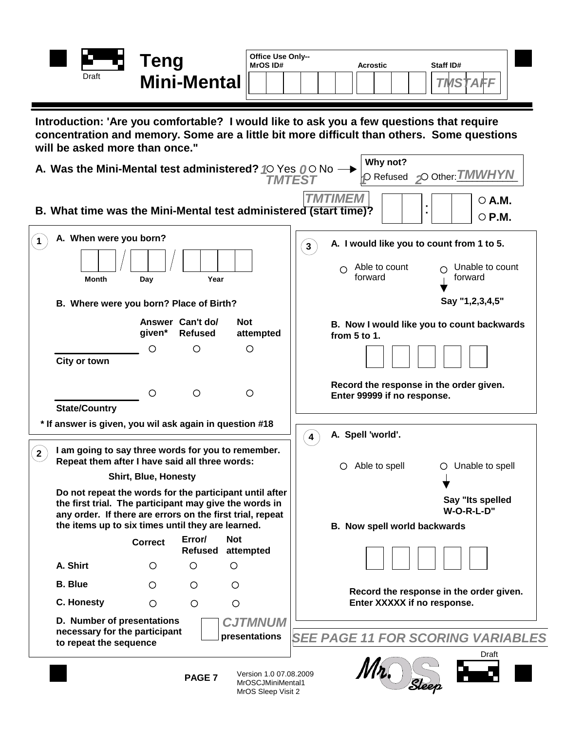# Teng Mini-Mental

Draft

| Office Use Only-- MrOS ID# | Acrostic | Staff ID# |
|---|---|---|
| | | *TMSTAFF* |

**Introduction: 'Are you comfortable? I would like to ask you a few questions that require concentration and memory. Some are a little bit more difficult than others. Some questions will be asked more than once."**

**A. Was the Mini-Mental test administered?** *1* ○ Yes *0* ○ No → *TMTEST*

**Why not?** *1* ○ Refused *2* ○ Other: *TMWHYN*

**B. What time was the Mini-Mental test administered (start time)?** *TMTIMEM* [ ][ ] : [ ][ ] ○ **A.M.** ○ **P.M.**

---

**1** **A. When were you born?**

[ ][ ] / [ ][ ] / [ ][ ][ ][ ]
Month / Day / Year

**B. Where were you born? Place of Birth?**

| | Answer given* | Can't do/ Refused | Not attempted |
|---|---|---|---|
| ________ City or town | ○ | ○ | ○ |
| ________ State/Country | ○ | ○ | ○ |

**\* If answer is given, you wil ask again in question #18**

---

**2** **I am going to say three words for you to remember. Repeat them after I have said all three words:**

**Shirt, Blue, Honesty**

**Do not repeat the words for the participant until after the first trial. The participant may give the words in any order. If there are errors on the first trial, repeat the items up to six times until they are learned.**

| | Correct | Error/ Refused | Not attempted |
|---|---|---|---|
| **A. Shirt** | ○ | ○ | ○ |
| **B. Blue** | ○ | ○ | ○ |
| **C. Honesty** | ○ | ○ | ○ |

**D. Number of presentations necessary for the participant to repeat the sequence** [ ] *CJTMNUM* **presentations**

---

**3** **A. I would like you to count from 1 to 5.**

○ Able to count forward ○ Unable to count forward → **Say "1,2,3,4,5"**

**B. Now I would like you to count backwards from 5 to 1.**

[ ][ ][ ][ ][ ]

**Record the response in the order given. Enter 99999 if no response.**

---

**4** **A. Spell 'world'.**

○ Able to spell ○ Unable to spell → **Say "Its spelled W-O-R-L-D"**

**B. Now spell world backwards**

[ ][ ][ ][ ][ ]

**Record the response in the order given. Enter XXXXX if no response.**

*SEE PAGE 11 FOR SCORING VARIABLES*

Version 1.0 07.08.2009
MrOSCJMiniMental1
MrOS Sleep Visit 2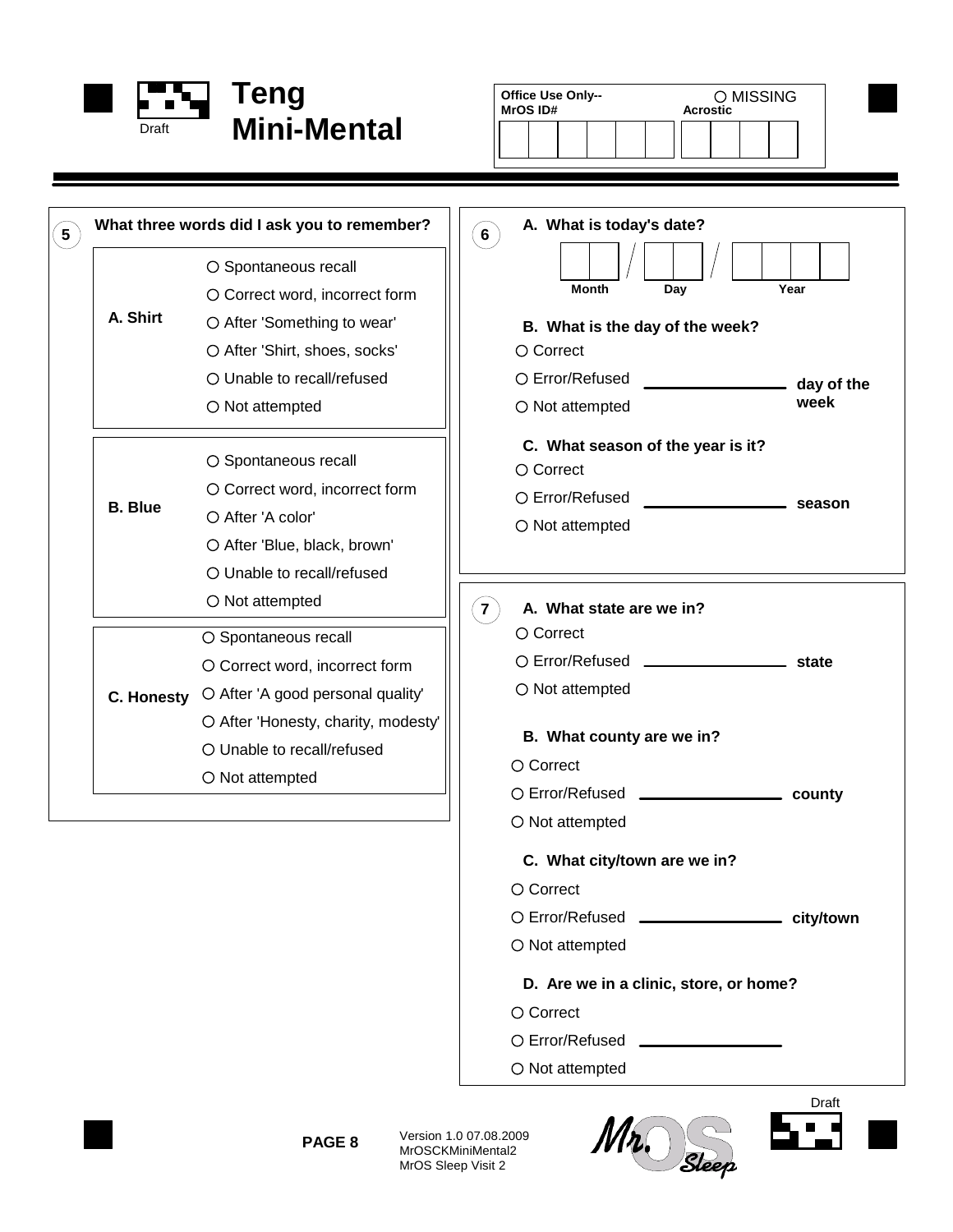# Teng Mini-Mental

Draft

| Office Use Only-- MrOS ID# | Acrostic | ○ MISSING |
|---|---|---|
| | | |

**5** **What three words did I ask you to remember?**

**A. Shirt**
- ○ Spontaneous recall
- ○ Correct word, incorrect form
- ○ After 'Something to wear'
- ○ After 'Shirt, shoes, socks'
- ○ Unable to recall/refused
- ○ Not attempted

**B. Blue**
- ○ Spontaneous recall
- ○ Correct word, incorrect form
- ○ After 'A color'
- ○ After 'Blue, black, brown'
- ○ Unable to recall/refused
- ○ Not attempted

**C. Honesty**
- ○ Spontaneous recall
- ○ Correct word, incorrect form
- ○ After 'A good personal quality'
- ○ After 'Honesty, charity, modesty'
- ○ Unable to recall/refused
- ○ Not attempted

**6** **A. What is today's date?**

\_\_ \_\_ / \_\_ \_\_ / \_\_ \_\_ \_\_ \_\_
Month / Day / Year

**B. What is the day of the week?**
- ○ Correct
- ○ Error/Refused \_\_\_\_\_\_\_\_\_\_\_\_\_\_\_\_ **day of the week**
- ○ Not attempted

**C. What season of the year is it?**
- ○ Correct
- ○ Error/Refused \_\_\_\_\_\_\_\_\_\_\_\_\_\_\_\_ **season**
- ○ Not attempted

**7** **A. What state are we in?**
- ○ Correct
- ○ Error/Refused \_\_\_\_\_\_\_\_\_\_\_\_\_\_\_\_ **state**
- ○ Not attempted

**B. What county are we in?**
- ○ Correct
- ○ Error/Refused \_\_\_\_\_\_\_\_\_\_\_\_\_\_\_\_ **county**
- ○ Not attempted

**C. What city/town are we in?**
- ○ Correct
- ○ Error/Refused \_\_\_\_\_\_\_\_\_\_\_\_\_\_\_\_ **city/town**
- ○ Not attempted

**D. Are we in a clinic, store, or home?**
- ○ Correct
- ○ Error/Refused \_\_\_\_\_\_\_\_\_\_\_\_\_\_\_\_
- ○ Not attempted

Draft

Version 1.0 07.08.2009
MrOSCKMiniMental2
MrOS Sleep Visit 2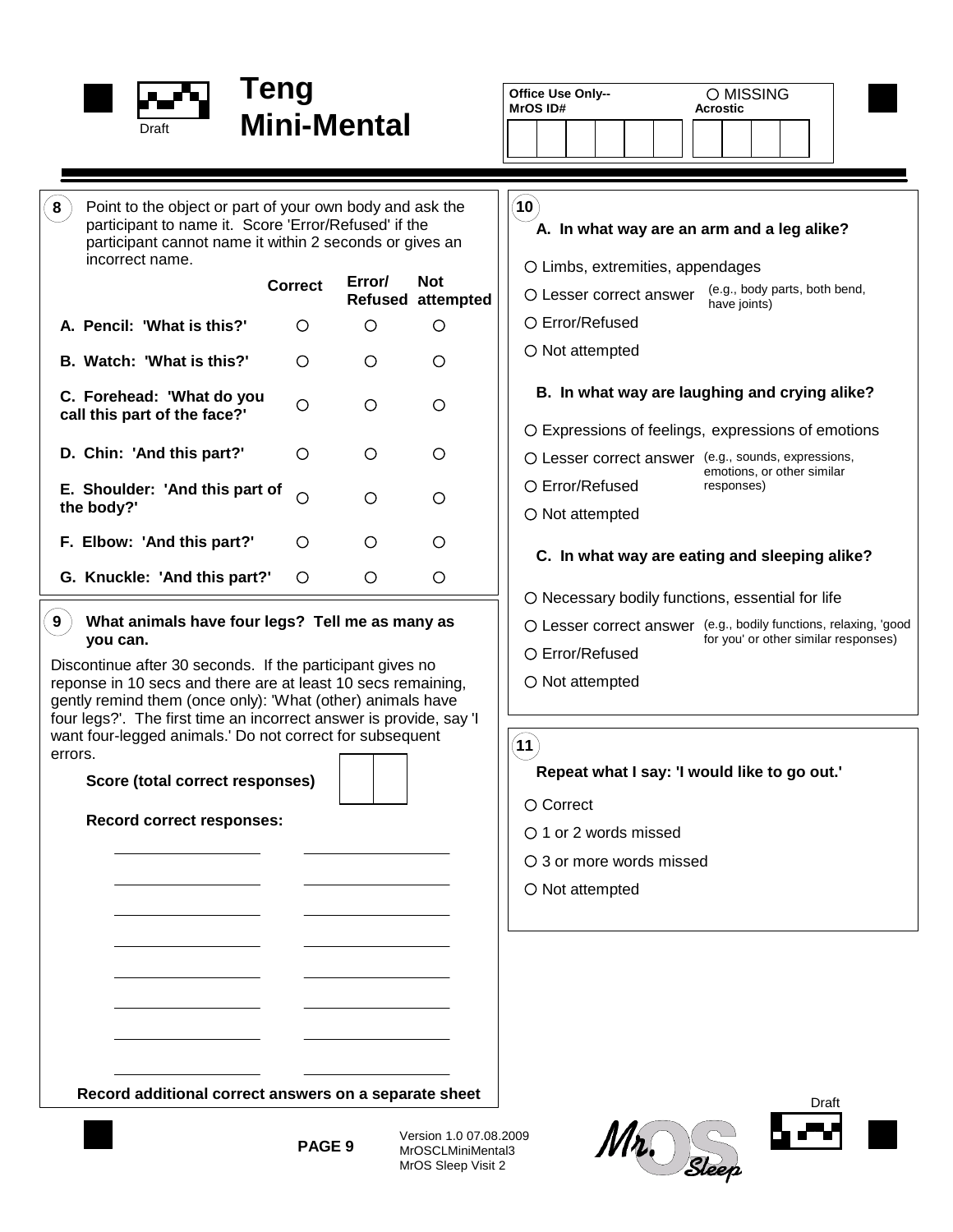# Teng Mini-Mental

Draft

| Office Use Only-- MrOS ID# | ○ MISSING Acrostic |
|---|---|
| | |

**8** Point to the object or part of your own body and ask the participant to name it. Score 'Error/Refused' if the participant cannot name it within 2 seconds or gives an incorrect name.

| | Correct | Error/ Refused | Not attempted |
|---|---|---|---|
| **A. Pencil: 'What is this?'** | ○ | ○ | ○ |
| **B. Watch: 'What is this?'** | ○ | ○ | ○ |
| **C. Forehead: 'What do you call this part of the face?'** | ○ | ○ | ○ |
| **D. Chin: 'And this part?'** | ○ | ○ | ○ |
| **E. Shoulder: 'And this part of the body?'** | ○ | ○ | ○ |
| **F. Elbow: 'And this part?'** | ○ | ○ | ○ |
| **G. Knuckle: 'And this part?'** | ○ | ○ | ○ |

**9** **What animals have four legs? Tell me as many as you can.**

Discontinue after 30 seconds. If the participant gives no reponse in 10 secs and there are at least 10 secs remaining, gently remind them (once only): 'What (other) animals have four legs?'. The first time an incorrect answer is provide, say 'I want four-legged animals.' Do not correct for subsequent errors.

**Score (total correct responses)** [ ][ ]

**Record correct responses:**

________________ ________________

________________ ________________

________________ ________________

________________ ________________

________________ ________________

________________ ________________

________________ ________________

________________ ________________

**Record additional correct answers on a separate sheet**

**10**

**A. In what way are an arm and a leg alike?**

- ○ Limbs, extremities, appendages
- ○ Lesser correct answer (e.g., body parts, both bend, have joints)
- ○ Error/Refused
- ○ Not attempted

**B. In what way are laughing and crying alike?**

- ○ Expressions of feelings, expressions of emotions
- ○ Lesser correct answer (e.g., sounds, expressions, emotions, or other similar responses)
- ○ Error/Refused
- ○ Not attempted

**C. In what way are eating and sleeping alike?**

- ○ Necessary bodily functions, essential for life
- ○ Lesser correct answer (e.g., bodily functions, relaxing, 'good for you' or other similar responses)
- ○ Error/Refused
- ○ Not attempted

**11**

**Repeat what I say: 'I would like to go out.'**

- ○ Correct
- ○ 1 or 2 words missed
- ○ 3 or more words missed
- ○ Not attempted

**PAGE 9**

Version 1.0 07.08.2009
MrOSCLMiniMental3
MrOS Sleep Visit 2

Draft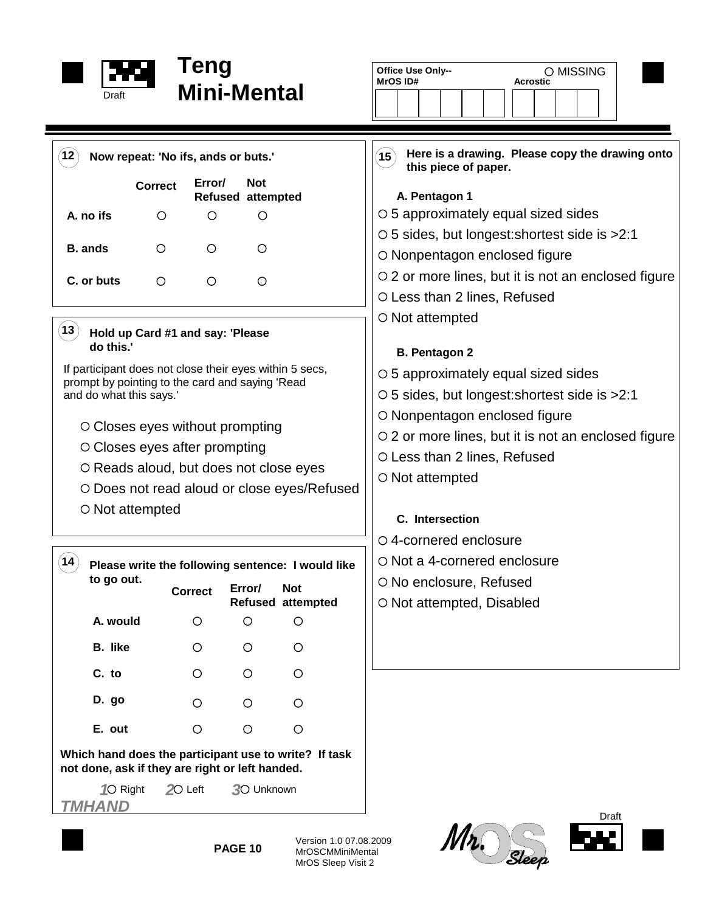# Teng Mini-Mental

Office Use Only-- MrOS ID# | Acrostic | ○ MISSING

**12** **Now repeat: 'No ifs, ands or buts.'**

| | Correct | Error/ Refused | Not attempted |
|---|---|---|---|
| A. no ifs | ○ | ○ | ○ |
| B. ands | ○ | ○ | ○ |
| C. or buts | ○ | ○ | ○ |

**13** **Hold up Card #1 and say: 'Please do this.'**

If participant does not close their eyes within 5 secs, prompt by pointing to the card and saying 'Read and do what this says.'

- ○ Closes eyes without prompting
- ○ Closes eyes after prompting
- ○ Reads aloud, but does not close eyes
- ○ Does not read aloud or close eyes/Refused
- ○ Not attempted

**14** **Please write the following sentence: I would like to go out.**

| | Correct | Error/ Refused | Not attempted |
|---|---|---|---|
| A. would | ○ | ○ | ○ |
| B. like | ○ | ○ | ○ |
| C. to | ○ | ○ | ○ |
| D. go | ○ | ○ | ○ |
| E. out | ○ | ○ | ○ |

**Which hand does the participant use to write? If task not done, ask if they are right or left handed.**

1 ○ Right 2 ○ Left 3 ○ Unknown

*TMHAND*

**15** **Here is a drawing. Please copy the drawing onto this piece of paper.**

**A. Pentagon 1**

- ○ 5 approximately equal sized sides
- ○ 5 sides, but longest:shortest side is >2:1
- ○ Nonpentagon enclosed figure
- ○ 2 or more lines, but it is not an enclosed figure
- ○ Less than 2 lines, Refused
- ○ Not attempted

**B. Pentagon 2**

- ○ 5 approximately equal sized sides
- ○ 5 sides, but longest:shortest side is >2:1
- ○ Nonpentagon enclosed figure
- ○ 2 or more lines, but it is not an enclosed figure
- ○ Less than 2 lines, Refused
- ○ Not attempted

**C. Intersection**

- ○ 4-cornered enclosure
- ○ Not a 4-cornered enclosure
- ○ No enclosure, Refused
- ○ Not attempted, Disabled

Version 1.0 07.08.2009
MrOSCMMiniMental
MrOS Sleep Visit 2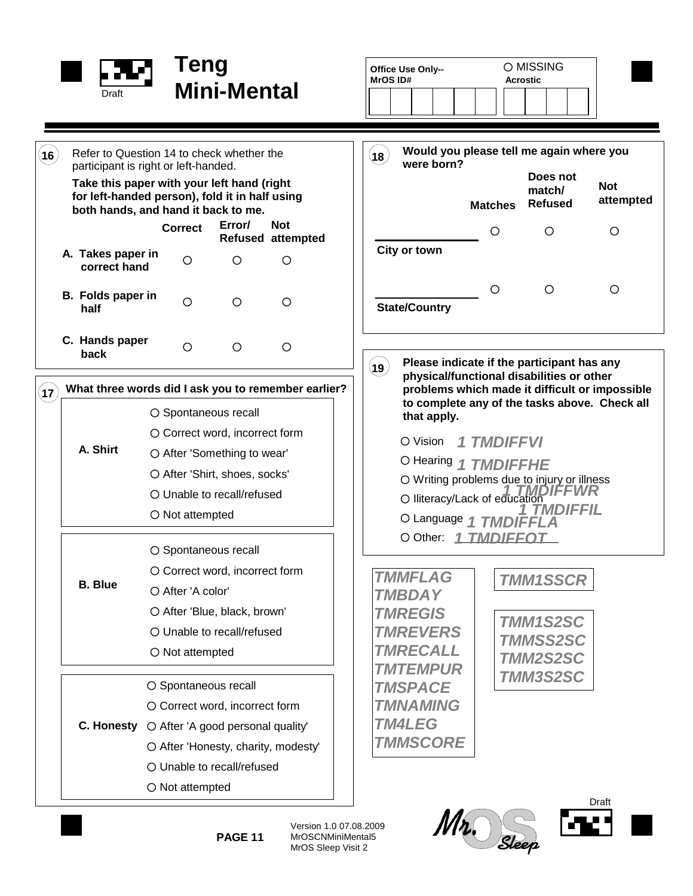# Teng Mini-Mental

Draft

Office Use Only-- MrOS ID# | ○ MISSING Acrostic

**16** Refer to Question 14 to check whether the participant is right or left-handed.

**Take this paper with your left hand (right for left-handed person), fold it in half using both hands, and hand it back to me.**

| | Correct | Error/ Refused | Not attempted |
|---|---|---|---|
| A. Takes paper in correct hand | ○ | ○ | ○ |
| B. Folds paper in half | ○ | ○ | ○ |
| C. Hands paper back | ○ | ○ | ○ |

**17 What three words did I ask you to remember earlier?**

**A. Shirt**
- ○ Spontaneous recall
- ○ Correct word, incorrect form
- ○ After 'Something to wear'
- ○ After 'Shirt, shoes, socks'
- ○ Unable to recall/refused
- ○ Not attempted

**B. Blue**
- ○ Spontaneous recall
- ○ Correct word, incorrect form
- ○ After 'A color'
- ○ After 'Blue, black, brown'
- ○ Unable to recall/refused
- ○ Not attempted

**C. Honesty**
- ○ Spontaneous recall
- ○ Correct word, incorrect form
- ○ After 'A good personal quality'
- ○ After 'Honesty, charity, modesty'
- ○ Unable to recall/refused
- ○ Not attempted

**18 Would you please tell me again where you were born?**

| | Matches | Does not match/ Refused | Not attempted |
|---|---|---|---|
| ______ City or town | ○ | ○ | ○ |
| ______ State/Country | ○ | ○ | ○ |

**19 Please indicate if the participant has any physical/functional disabilities or other problems which made it difficult or impossible to complete any of the tasks above. Check all that apply.**

- ○ Vision *1 TMDIFFVI*
- ○ Hearing *1 TMDIFFHE*
- ○ Writing problems due to injury or illness *1 TMDIFFWR*
- ○ Iliteracy/Lack of education *1 TMDIFFIL*
- ○ Language *1 TMDIFFLA*
- ○ Other: *1 TMDIFFOT*

*TMMFLAG*
*TMBDAY*
*TMREGIS*
*TMREVERS*
*TMRECALL*
*TMTEMPUR*
*TMSPACE*
*TMNAMING*
*TM4LEG*
*TMMSCORE*

*TMM1SSCR*

*TMM1S2SC*
*TMMSS2SC*
*TMM2S2SC*
*TMM3S2SC*

Version 1.0 07.08.2009
MrOSCNMiniMental5
MrOS Sleep Visit 2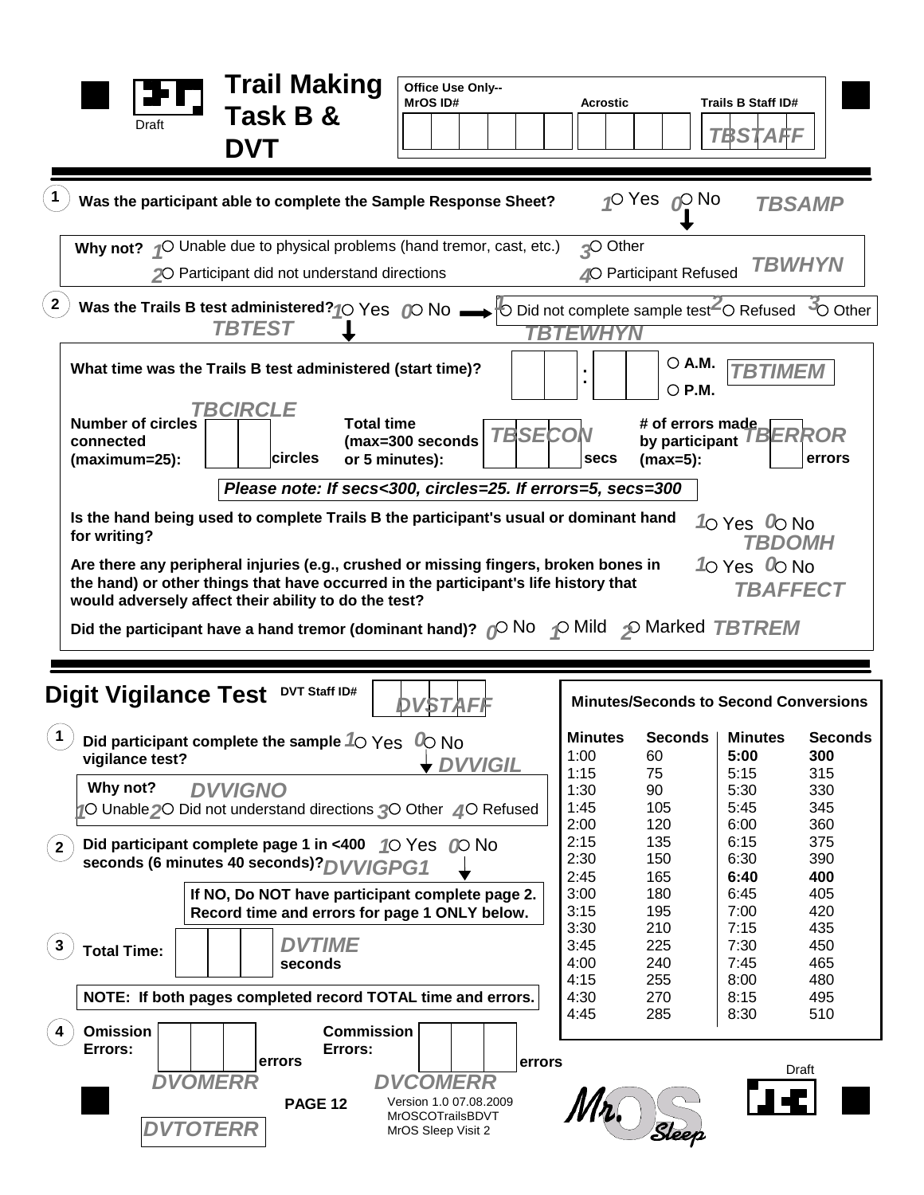# Trail Making Task B & DVT

Draft

**Office Use Only--**

| MrOS ID# | Acrostic | Trails B Staff ID# |
|---|---|---|
| | | TBSTAFF |

**1** Was the participant able to complete the Sample Response Sheet? 1 ○ Yes 0 ○ No **TBSAMP**

**Why not?** 1 ○ Unable due to physical problems (hand tremor, cast, etc.) 3 ○ Other
2 ○ Participant did not understand directions 4 ○ Participant Refused **TBWHYN**

**2** Was the Trails B test administered? 1 ○ Yes 0 ○ No → 1 ○ Did not complete sample test 2 ○ Refused 3 ○ Other
**TBTEST** **TBTEWHYN**

**What time was the Trails B test administered (start time)?** ☐☐ : ☐☐ ○ A.M. ○ P.M. **TBTIMEM**

**Number of circles connected (maximum=25):** ☐☐ circles **TBCIRCLE**

**Total time (max=300 seconds or 5 minutes):** ☐☐☐ secs **TBSECON**

**# of errors made by participant (max=5):** ☐ errors **TBERROR**

*Please note: If secs<300, circles=25. If errors=5, secs=300*

**Is the hand being used to complete Trails B the participant's usual or dominant hand for writing?** 1 ○ Yes 0 ○ No **TBDOMH**

**Are there any peripheral injuries (e.g., crushed or missing fingers, broken bones in the hand) or other things that have occurred in the participant's life history that would adversely affect their ability to do the test?** 1 ○ Yes 0 ○ No **TBAFFECT**

**Did the participant have a hand tremor (dominant hand)?** 0 ○ No 1 ○ Mild 2 ○ Marked **TBTREM**

## Digit Vigilance Test

**DVT Staff ID#** ☐☐☐ **DVSTAFF**

**1** Did participant complete the sample vigilance test? 1 ○ Yes 0 ○ No **DVVIGIL**

**Why not?** **DVVIGNO**
1 ○ Unable 2 ○ Did not understand directions 3 ○ Other 4 ○ Refused

**2** Did participant complete page 1 in <400 seconds (6 minutes 40 seconds)? 1 ○ Yes 0 ○ No **DVVIGPG1**

**If NO, Do NOT have participant complete page 2. Record time and errors for page 1 ONLY below.**

**3** **Total Time:** ☐☐☐ seconds **DVTIME**

**NOTE: If both pages completed record TOTAL time and errors.**

**4** **Omission Errors:** ☐☐☐ errors **DVOMERR** **Commission Errors:** ☐☐☐ errors **DVCOMERR**

**DVTOTERR**

**Minutes/Seconds to Second Conversions**

| Minutes | Seconds | Minutes | Seconds |
|---|---|---|---|
| 1:00 | 60 | **5:00** | **300** |
| 1:15 | 75 | 5:15 | 315 |
| 1:30 | 90 | 5:30 | 330 |
| 1:45 | 105 | 5:45 | 345 |
| 2:00 | 120 | 6:00 | 360 |
| 2:15 | 135 | 6:15 | 375 |
| 2:30 | 150 | 6:30 | 390 |
| 2:45 | 165 | **6:40** | **400** |
| 3:00 | 180 | 6:45 | 405 |
| 3:15 | 195 | 7:00 | 420 |
| 3:30 | 210 | 7:15 | 435 |
| 3:45 | 225 | 7:30 | 450 |
| 4:00 | 240 | 7:45 | 465 |
| 4:15 | 255 | 8:00 | 480 |
| 4:30 | 270 | 8:15 | 495 |
| 4:45 | 285 | 8:30 | 510 |

Draft

PAGE 12

Version 1.0 07.08.2009
MrOSCOTrailsBDVT
MrOS Sleep Visit 2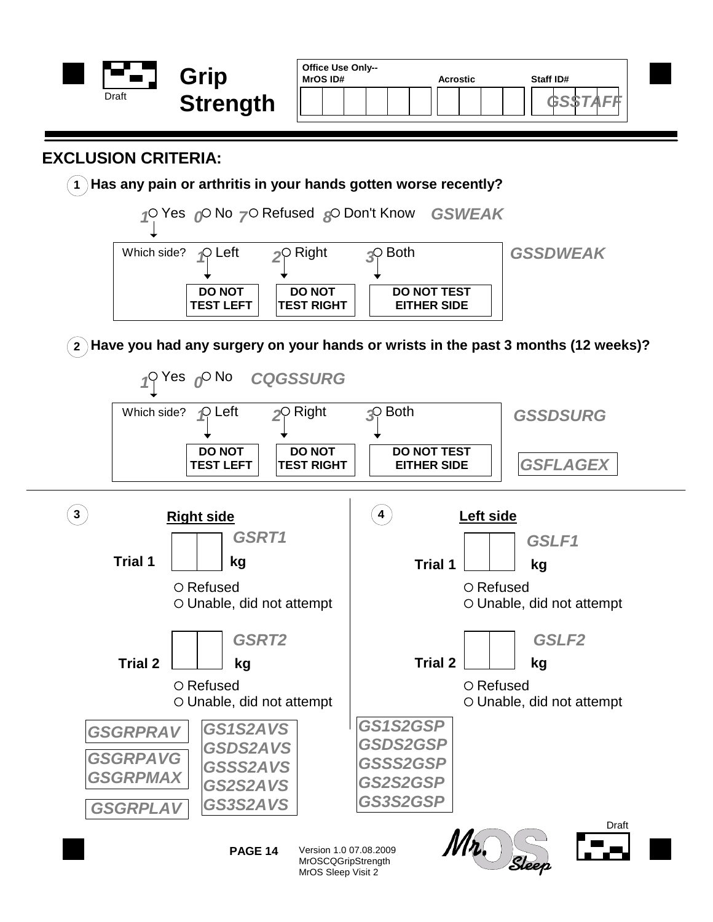# Grip Strength

Draft

| Office Use Only-- MrOS ID# | Acrostic | Staff ID# |
|---|---|---|
| | | GSSTAFF |

## EXCLUSION CRITERIA:

**1 Has any pain or arthritis in your hands gotten worse recently?**

1 ○ Yes 0 ○ No 7 ○ Refused 8 ○ Don't Know *GSWEAK*

Which side? 1 ○ Left → **DO NOT TEST LEFT** 2 ○ Right → **DO NOT TEST RIGHT** 3 ○ Both → **DO NOT TEST EITHER SIDE** *GSSDWEAK*

**2 Have you had any surgery on your hands or wrists in the past 3 months (12 weeks)?**

1 ○ Yes 0 ○ No *CQGSSURG*

Which side? 1 ○ Left → **DO NOT TEST LEFT** 2 ○ Right → **DO NOT TEST RIGHT** 3 ○ Both → **DO NOT TEST EITHER SIDE** *GSSDSURG*

*GSFLAGEX*

---

**3 Right side**

**Trial 1** ☐☐ **kg** *GSRT1*

○ Refused
○ Unable, did not attempt

**Trial 2** ☐☐ **kg** *GSRT2*

○ Refused
○ Unable, did not attempt

**4 Left side**

**Trial 1** ☐☐ **kg** *GSLF1*

○ Refused
○ Unable, did not attempt

**Trial 2** ☐☐ **kg** *GSLF2*

○ Refused
○ Unable, did not attempt

*GSGRPRAV*

*GSGRPAVG*
*GSGRPMAX*

*GSGRPLAV*

*GS1S2AVS*
*GSDS2AVS*
*GSSS2AVS*
*GS2S2AVS*
*GS3S2AVS*

*GS1S2GSP*
*GSDS2GSP*
*GSSS2GSP*
*GS2S2GSP*
*GS3S2GSP*

**PAGE 14** Version 1.0 07.08.2009
MrOSCQGripStrength
MrOS Sleep Visit 2

Draft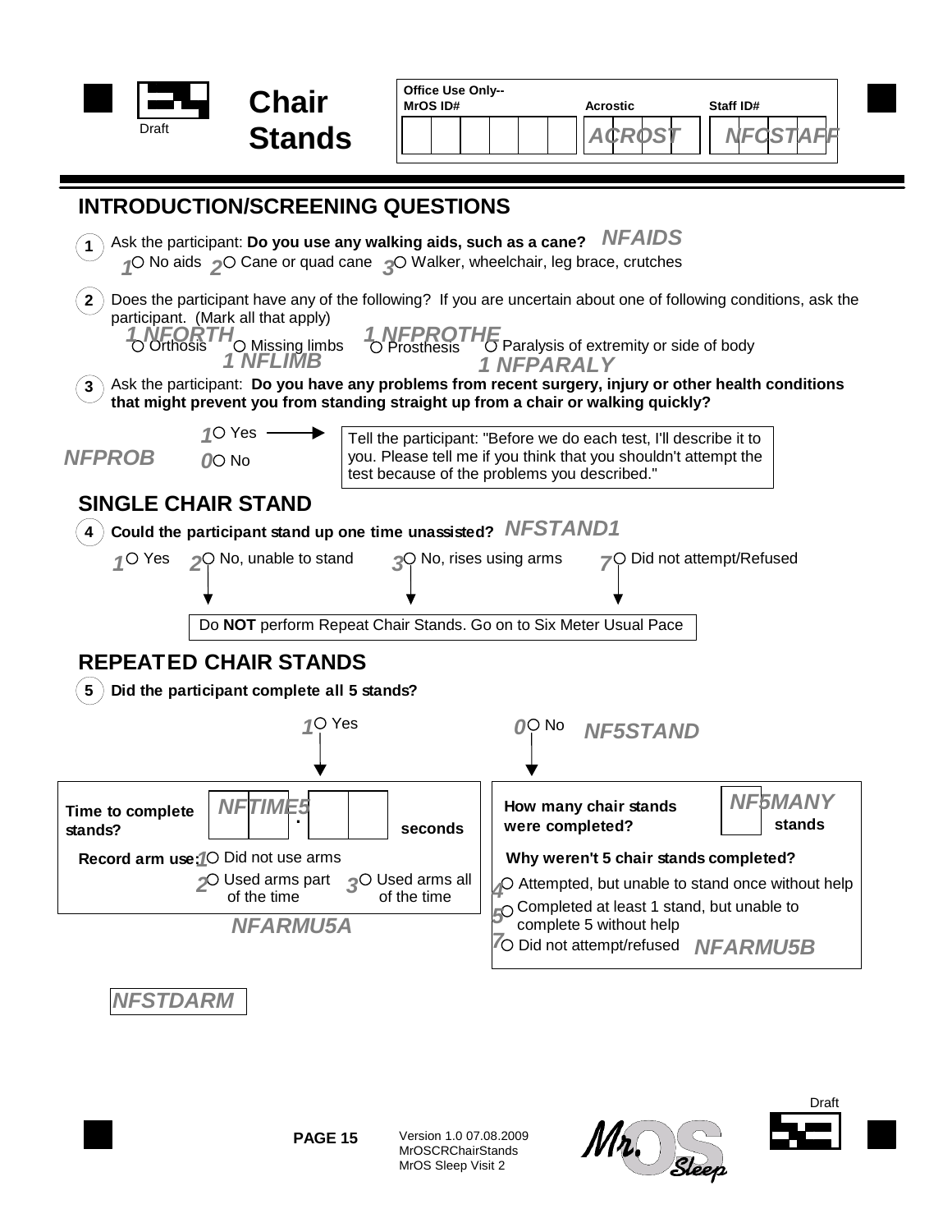# Chair Stands

Draft

| Office Use Only-- MrOS ID# | Acrostic | Staff ID# |
|---|---|---|
| | ACROST | NFCSTAFF |

## INTRODUCTION/SCREENING QUESTIONS

1. Ask the participant: **Do you use any walking aids, such as a cane?** *NFAIDS*
   - 1 ○ No aids
   - 2 ○ Cane or quad cane
   - 3 ○ Walker, wheelchair, leg brace, crutches

2. Does the participant have any of the following? If you are uncertain about one of following conditions, ask the participant. (Mark all that apply)
   - 1 *NFORTH* ○ Orthosis
   - 1 *NFLIMB* ○ Missing limbs
   - 1 *NFPROTHE* ○ Prosthesis
   - 1 *NFPARALY* ○ Paralysis of extremity or side of body

3. Ask the participant: **Do you have any problems from recent surgery, injury or other health conditions that might prevent you from standing straight up from a chair or walking quickly?** *NFPROB*
   - 1 ○ Yes → Tell the participant: "Before we do each test, I'll describe it to you. Please tell me if you think that you shouldn't attempt the test because of the problems you described."
   - 0 ○ No

## SINGLE CHAIR STAND

4. **Could the participant stand up one time unassisted?** *NFSTAND1*
   - 1 ○ Yes
   - 2 ○ No, unable to stand
   - 3 ○ No, rises using arms
   - 7 ○ Did not attempt/Refused

   (If 2, 3, or 7:) Do **NOT** perform Repeat Chair Stands. Go on to Six Meter Usual Pace

## REPEATED CHAIR STANDS

5. **Did the participant complete all 5 stands?** *NF5STAND*
   - 1 ○ Yes
   - 0 ○ No

**If Yes:**

**Time to complete stands?** *NFTIME5* ___ . ___ ___ **seconds**

**Record arm use:** *NFARMU5A*
- 1 ○ Did not use arms
- 2 ○ Used arms part of the time
- 3 ○ Used arms all of the time

**If No:**

**How many chair stands were completed?** *NF5MANY* ___ **stands**

**Why weren't 5 chair stands completed?** *NFARMU5B*
- 4 ○ Attempted, but unable to stand once without help
- 5 ○ Completed at least 1 stand, but unable to complete 5 without help
- 7 ○ Did not attempt/refused

*NFSTDARM*

Version 1.0 07.08.2009
MrOSCRChairStands
MrOS Sleep Visit 2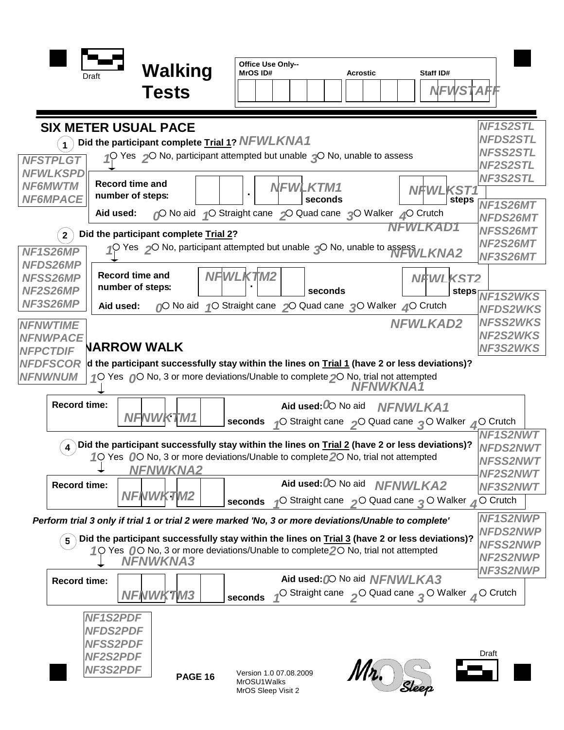# Walking Tests

Draft

| Office Use Only-- MrOS ID# | Acrostic | Staff ID# |
| --- | --- | --- |
| | | NFWSTAFF |

NFSTPLGT
NFWLKSPD
NF6MWTM
NF6MPACE

NF1S2STL
NFDS2STL
NFSS2STL
NF2S2STL
NF3S2STL

## SIX METER USUAL PACE

**1 Did the participant complete Trial 1?** NFWLKNA1

1 ○ Yes 2 ○ No, participant attempted but unable 3 ○ No, unable to assess

**Record time and number of steps:** ___ ___ . ___ ___ seconds (NFWLKTM1) ___ ___ steps (NFWLKST1)

**Aid used:** 0 ○ No aid 1 ○ Straight cane 2 ○ Quad cane 3 ○ Walker 4 ○ Crutch NFWLKAD1

NF1S26MT
NFDS26MT
NFSS26MT
NF2S26MT
NF3S26MT

**2 Did the participant complete Trial 2?**

1 ○ Yes 2 ○ No, participant attempted but unable 3 ○ No, unable to assess NFWLKNA2

NF1S26MP
NFDS26MP
NFSS26MP
NF2S26MP
NF3S26MP

**Record time and number of steps:** ___ ___ . ___ ___ seconds (NFWLKTM2) ___ ___ steps (NFWLKST2)

**Aid used:** 0 ○ No aid 1 ○ Straight cane 2 ○ Quad cane 3 ○ Walker 4 ○ Crutch NFWLKAD2

NF1S2WKS
NFDS2WKS
NFSS2WKS
NF2S2WKS
NF3S2WKS

NFNWTIME
NFNWPACE
NFPCTDIF
NFDFSCOR
NFNWNUM

## NARROW WALK

**3 Did the participant successfully stay within the lines on Trial 1 (have 2 or less deviations)?**

1 ○ Yes 0 ○ No, 3 or more deviations/Unable to complete 2 ○ No, trial not attempted NFNWKNA1

**Record time:** ___ ___ . ___ ___ seconds (NFNWKTM1) **Aid used:** 0 ○ No aid 1 ○ Straight cane 2 ○ Quad cane 3 ○ Walker 4 ○ Crutch NFNWLKA1

NF1S2NWT
NFDS2NWT
NFSS2NWT
NF2S2NWT
NF3S2NWT

**4 Did the participant successfully stay within the lines on Trial 2 (have 2 or less deviations)?**

1 ○ Yes 0 ○ No, 3 or more deviations/Unable to complete 2 ○ No, trial not attempted NFNWKNA2

**Record time:** ___ ___ . ___ ___ seconds (NFNWKTM2) **Aid used:** 0 ○ No aid 1 ○ Straight cane 2 ○ Quad cane 3 ○ Walker 4 ○ Crutch NFNWLKA2

*Perform trial 3 only if trial 1 or trial 2 were marked 'No, 3 or more deviations/Unable to complete'*

NF1S2NWP
NFDS2NWP
NFSS2NWP
NF2S2NWP
NF3S2NWP

**5 Did the participant successfully stay within the lines on Trial 3 (have 2 or less deviations)?**

1 ○ Yes 0 ○ No, 3 or more deviations/Unable to complete 2 ○ No, trial not attempted NFNWKNA3

**Record time:** ___ ___ . ___ ___ seconds (NFNWKTM3) **Aid used:** 0 ○ No aid 1 ○ Straight cane 2 ○ Quad cane 3 ○ Walker 4 ○ Crutch NFNWLKA3

NF1S2PDF
NFDS2PDF
NFSS2PDF
NF2S2PDF
NF3S2PDF

Version 1.0 07.08.2009
MrOSU1Walks
MrOS Sleep Visit 2

Draft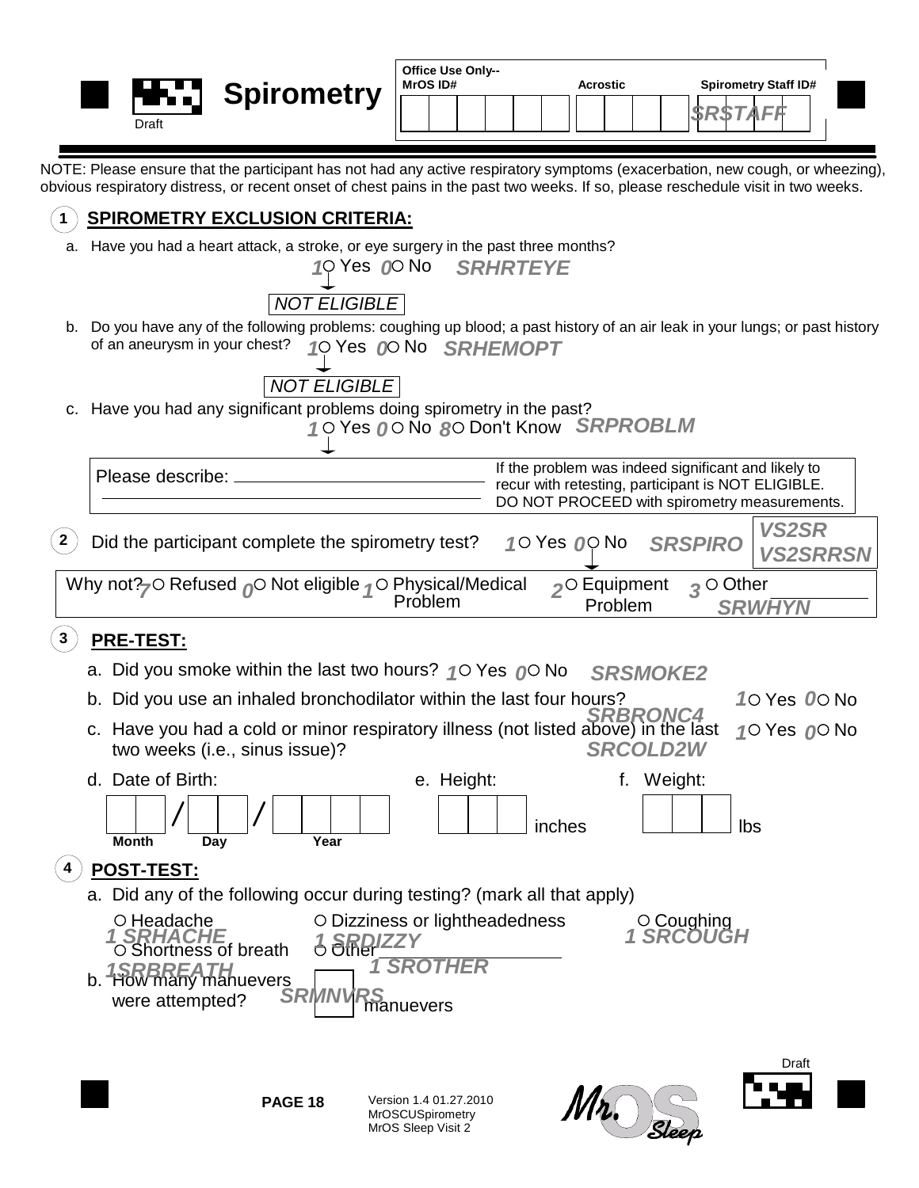# Spirometry

Draft

| Office Use Only-- MrOS ID# | Acrostic | Spirometry Staff ID# |
|---|---|---|
| | | SRSTAFF |

NOTE: Please ensure that the participant has not had any active respiratory symptoms (exacerbation, new cough, or wheezing), obvious respiratory distress, or recent onset of chest pains in the past two weeks. If so, please reschedule visit in two weeks.

## 1 SPIROMETRY EXCLUSION CRITERIA:

a. Have you had a heart attack, a stroke, or eye surgery in the past three months?

1 ○ Yes 0 ○ No **SRHRTEYE**

→ NOT ELIGIBLE

b. Do you have any of the following problems: coughing up blood; a past history of an air leak in your lungs; or past history of an aneurysm in your chest? 1 ○ Yes 0 ○ No **SRHEMOPT**

→ NOT ELIGIBLE

c. Have you had any significant problems doing spirometry in the past?

1 ○ Yes 0 ○ No 8 ○ Don't Know **SRPROBLM**

Please describe: ______________________________

If the problem was indeed significant and likely to recur with retesting, participant is NOT ELIGIBLE. DO NOT PROCEED with spirometry measurements.

## 2 Did the participant complete the spirometry test?

1 ○ Yes 0 ○ No **SRSPIRO** **VS2SR VS2SRRSN**

Why not? 7 ○ Refused 0 ○ Not eligible 1 ○ Physical/Medical Problem 2 ○ Equipment Problem 3 ○ Other ________ **SRWHYN**

## 3 PRE-TEST:

a. Did you smoke within the last two hours? 1 ○ Yes 0 ○ No **SRSMOKE2**

b. Did you use an inhaled bronchodilator within the last four hours? 1 ○ Yes 0 ○ No **SRBRONC4**

c. Have you had a cold or minor respiratory illness (not listed above) in the last two weeks (i.e., sinus issue)? 1 ○ Yes 0 ○ No **SRCOLD2W**

d. Date of Birth: ☐☐ / ☐☐ / ☐☐☐☐ (Month / Day / Year)

e. Height: ☐☐☐ inches

f. Weight: ☐☐☐ lbs

## 4 POST-TEST:

a. Did any of the following occur during testing? (mark all that apply)

- ○ Headache **1 SRHACHE**
- ○ Dizziness or lightheadedness **1 SRDIZZY**
- ○ Coughing **1 SRCOUGH**
- ○ Shortness of breath **1 SRBREATH**
- ○ Other ____________ **1 SROTHER**

b. How many manuevers were attempted? ☐ manuevers **SRMNVRS**

Version 1.4 01.27.2010
MrOSCUSpirometry
MrOS Sleep Visit 2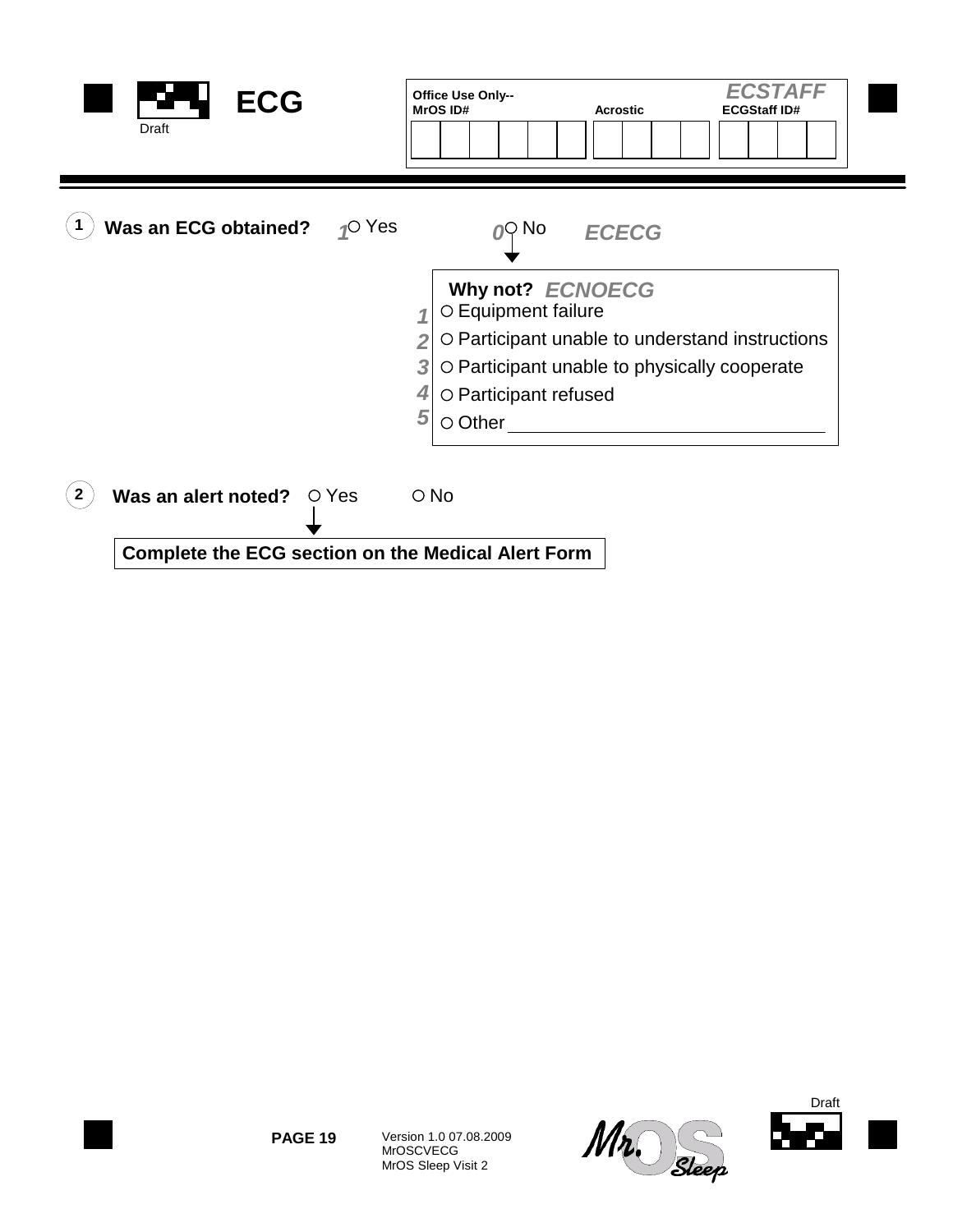# ECG

Draft

| Office Use Only-- MrOS ID# | Acrostic | *ECSTAFF* ECGStaff ID# |
|---|---|---|
| | | |

**1** **Was an ECG obtained?** *1* ○ Yes *0* ○ No *ECECG*

**Why not?** *ECNOECG*

*1* ○ Equipment failure

*2* ○ Participant unable to understand instructions

*3* ○ Participant unable to physically cooperate

*4* ○ Participant refused

*5* ○ Other ______________________________

**2** **Was an alert noted?** ○ Yes ○ No

**Complete the ECG section on the Medical Alert Form**

**PAGE 19** Version 1.0 07.08.2009 MrOSCVECG MrOS Sleep Visit 2

Draft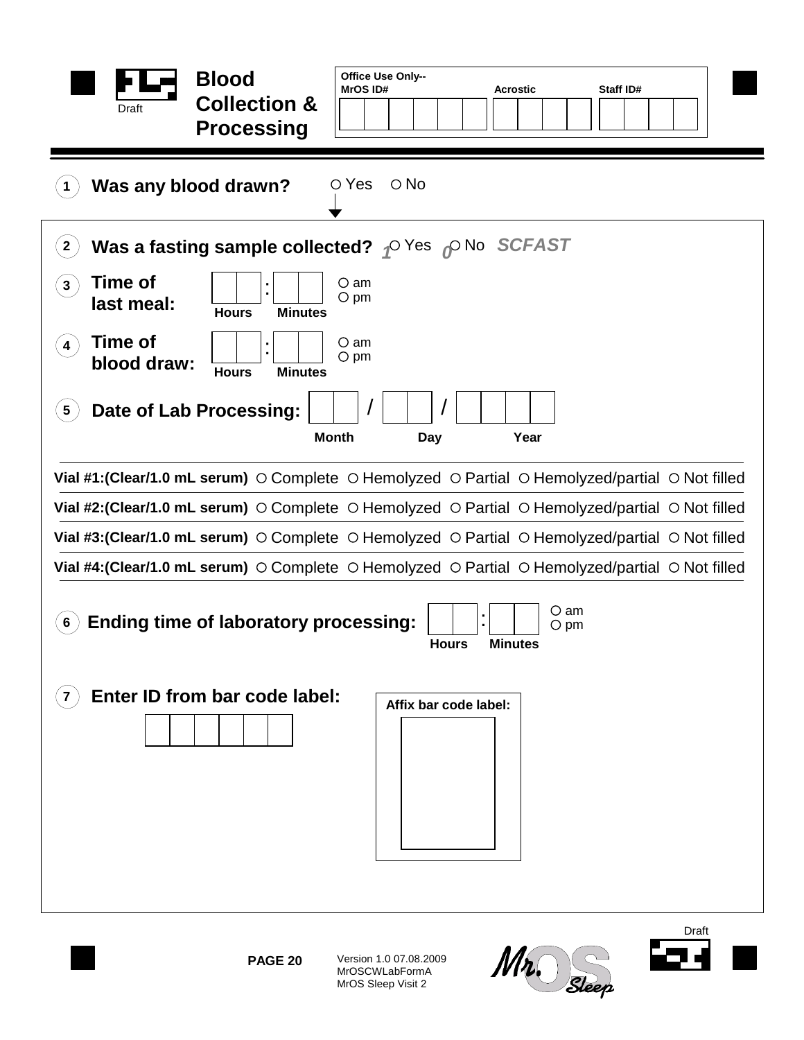# Blood Collection & Processing

Draft

**Office Use Only--**

| MrOS ID# | Acrostic | Staff ID# |
| --- | --- | --- |
| | | |

1. **Was any blood drawn?** ○ Yes ○ No

2. **Was a fasting sample collected?** *1*○ Yes *0*○ No ***SCFAST***

3. **Time of last meal:** ☐☐ : ☐☐ (Hours : Minutes) ○ am ○ pm

4. **Time of blood draw:** ☐☐ : ☐☐ (Hours : Minutes) ○ am ○ pm

5. **Date of Lab Processing:** ☐☐ / ☐☐ / ☐☐☐☐ (Month / Day / Year)

| | | | | | |
| --- | --- | --- | --- | --- | --- |
| **Vial #1:(Clear/1.0 mL serum)** | ○ Complete | ○ Hemolyzed | ○ Partial | ○ Hemolyzed/partial | ○ Not filled |
| **Vial #2:(Clear/1.0 mL serum)** | ○ Complete | ○ Hemolyzed | ○ Partial | ○ Hemolyzed/partial | ○ Not filled |
| **Vial #3:(Clear/1.0 mL serum)** | ○ Complete | ○ Hemolyzed | ○ Partial | ○ Hemolyzed/partial | ○ Not filled |
| **Vial #4:(Clear/1.0 mL serum)** | ○ Complete | ○ Hemolyzed | ○ Partial | ○ Hemolyzed/partial | ○ Not filled |

6. **Ending time of laboratory processing:** ☐☐ : ☐☐ (Hours : Minutes) ○ am ○ pm

7. **Enter ID from bar code label:** ☐☐☐☐☐☐

**Affix bar code label:**

PAGE 20

Version 1.0 07.08.2009
MrOSCWLabFormA
MrOS Sleep Visit 2

Draft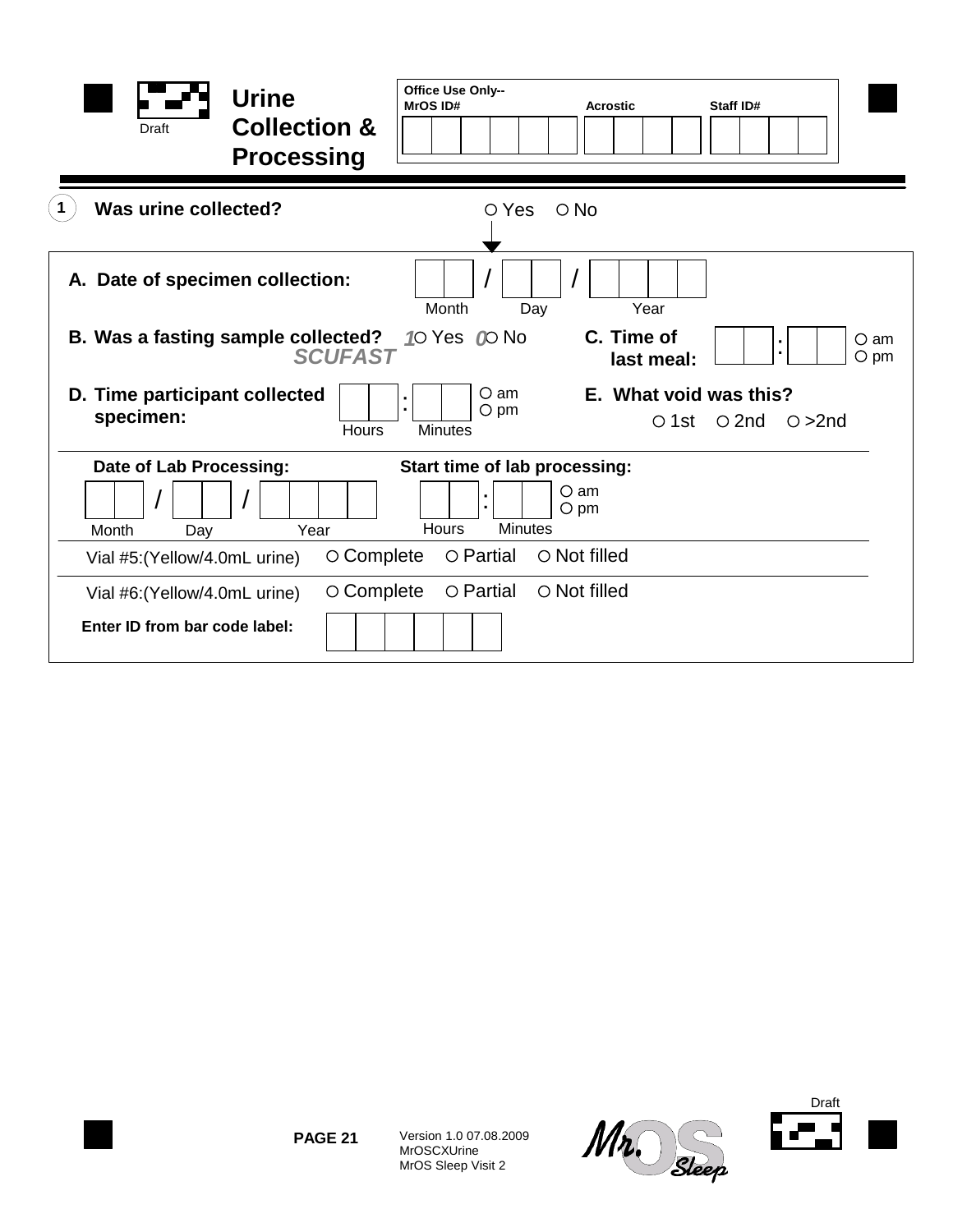# Urine Collection & Processing

Draft

**Office Use Only--**

| MrOS ID# | Acrostic | Staff ID# |
| --- | --- | --- |
| | | |

**1** **Was urine collected?** ○ Yes ○ No

**A. Date of specimen collection:** ___ ___ / ___ ___ / ___ ___ ___ ___ (Month / Day / Year)

**B. Was a fasting sample collected?** *1*○ Yes *0*○ No
***SCUFAST***

**C. Time of last meal:** ___ ___ : ___ ___ ○ am ○ pm

**D. Time participant collected specimen:** ___ ___ : ___ ___ (Hours : Minutes) ○ am ○ pm

**E. What void was this?** ○ 1st ○ 2nd ○ >2nd

**Date of Lab Processing:** ___ ___ / ___ ___ / ___ ___ ___ ___ (Month / Day / Year)

**Start time of lab processing:** ___ ___ : ___ ___ (Hours : Minutes) ○ am ○ pm

Vial #5:(Yellow/4.0mL urine) ○ Complete ○ Partial ○ Not filled

Vial #6:(Yellow/4.0mL urine) ○ Complete ○ Partial ○ Not filled

**Enter ID from bar code label:** ___ ___ ___ ___ ___ ___ ___

Version 1.0 07.08.2009
MrOSCXUrine
MrOS Sleep Visit 2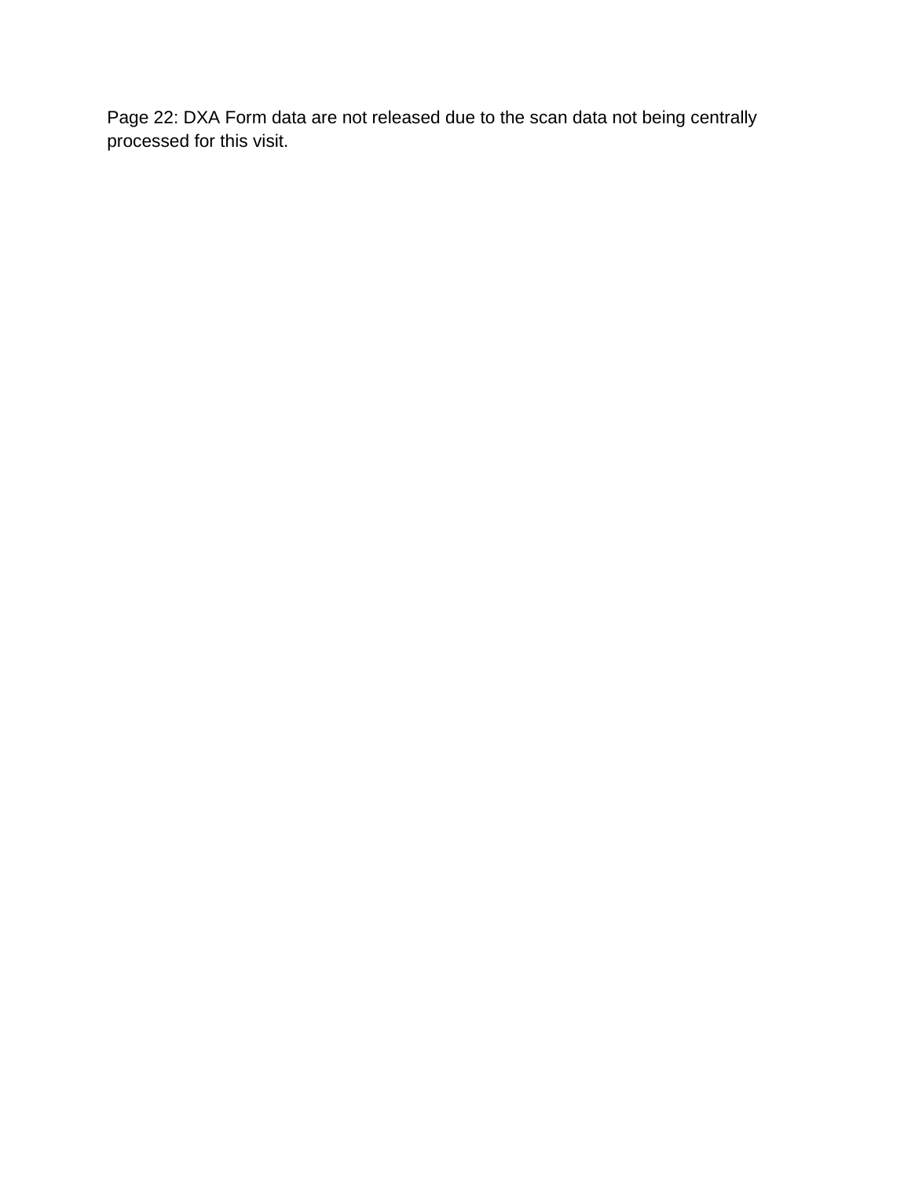Page 22: DXA Form data are not released due to the scan data not being centrally processed for this visit.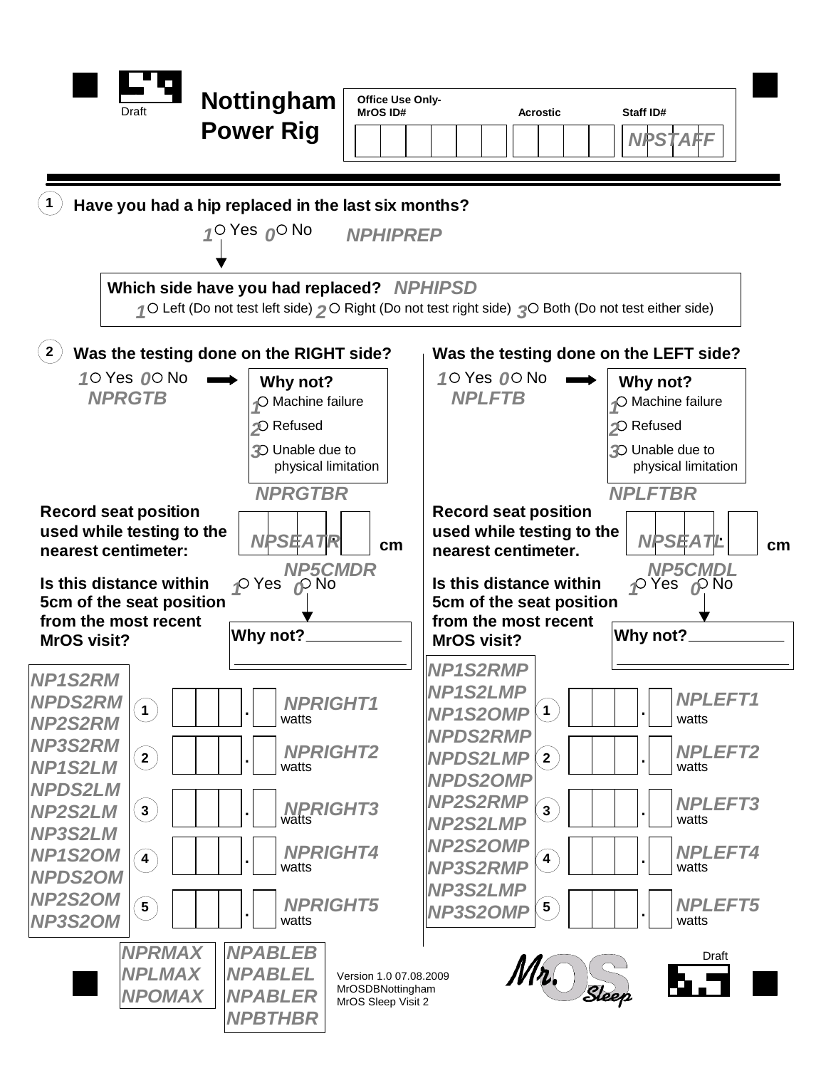Draft

# Nottingham Power Rig

| Office Use Only- MrOS ID# | Acrostic | Staff ID# |
|---|---|---|
| | | NPSTAFF |

**1** **Have you had a hip replaced in the last six months?**

1 ○ Yes 0 ○ No *NPHIPREP*

**Which side have you had replaced?** *NPHIPSD*

1 ○ Left (Do not test left side) 2 ○ Right (Do not test right side) 3 ○ Both (Do not test either side)

**2** **Was the testing done on the RIGHT side?**

1 ○ Yes 0 ○ No *NPRGTB*

**Why not?**
1 ○ Machine failure
2 ○ Refused
3 ○ Unable due to physical limitation

*NPRGTBR*

**Record seat position used while testing to the nearest centimeter:** ___ . ___ cm *NPSEATR*

**Is this distance within 5cm of the seat position from the most recent MrOS visit?** 1 ○ Yes 0 ○ No *NP5CMDR*

**Why not?** ____________

| | Watts | |
|---|---|---|
| 1 | ___ . ___ watts | *NPRIGHT1* |
| 2 | ___ . ___ watts | *NPRIGHT2* |
| 3 | ___ . ___ watts | *NPRIGHT3* |
| 4 | ___ . ___ watts | *NPRIGHT4* |
| 5 | ___ . ___ watts | *NPRIGHT5* |

*NP1S2RM NPDS2RM NP2S2RM NP3S2RM NP1S2LM NPDS2LM NP2S2LM NP3S2LM NP1S2OM NPDS2OM NP2S2OM NP3S2OM*

**Was the testing done on the LEFT side?**

1 ○ Yes 0 ○ No *NPLFTB*

**Why not?**
1 ○ Machine failure
2 ○ Refused
3 ○ Unable due to physical limitation

*NPLFTBR*

**Record seat position used while testing to the nearest centimeter.** ___ . ___ cm *NPSEATL*

**Is this distance within 5cm of the seat position from the most recent MrOS visit?** 1 ○ Yes 0 ○ No *NP5CMDL*

**Why not?** ____________

| | Watts | |
|---|---|---|
| 1 | ___ . ___ watts | *NPLEFT1* |
| 2 | ___ . ___ watts | *NPLEFT2* |
| 3 | ___ . ___ watts | *NPLEFT3* |
| 4 | ___ . ___ watts | *NPLEFT4* |
| 5 | ___ . ___ watts | *NPLEFT5* |

*NP1S2RMP NP1S2LMP NP1S2OMP NPDS2RMP NPDS2LMP NPDS2OMP NP2S2RMP NP2S2LMP NP2S2OMP NP3S2RMP NP3S2LMP NP3S2OMP*

*NPRMAX NPLMAX NPOMAX*

*NPABLEB NPABLEL NPABLER NPBTHBR*

Version 1.0 07.08.2009
MrOSDBNottingham
MrOS Sleep Visit 2

Draft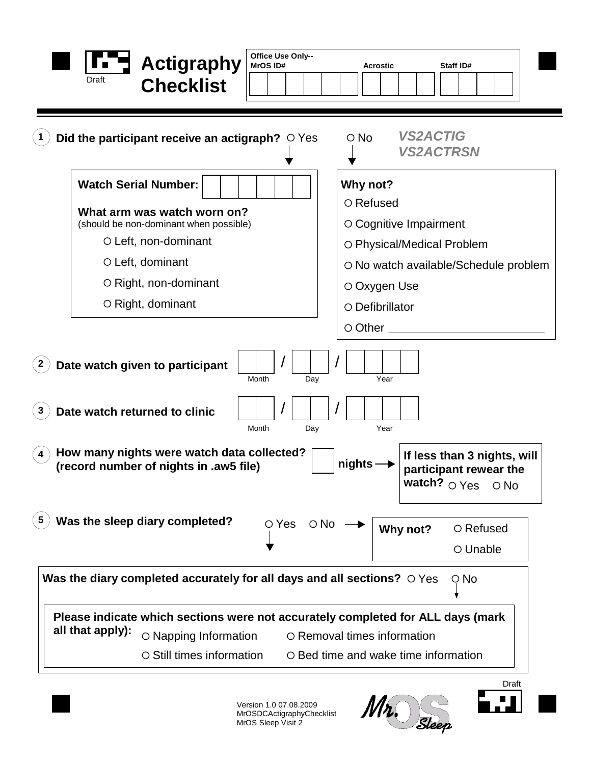Draft

# Actigraphy Checklist

**Office Use Only--**

| MrOS ID# | Acrostic | Staff ID# |
|---|---|---|
| | | |

**1** **Did the participant receive an actigraph?** ○ Yes ○ No *VS2ACTIG* *VS2ACTRSN*

**Watch Serial Number:** ☐☐☐☐☐☐

**What arm was watch worn on?**
(should be non-dominant when possible)

- ○ Left, non-dominant
- ○ Left, dominant
- ○ Right, non-dominant
- ○ Right, dominant

**Why not?**

- ○ Refused
- ○ Cognitive Impairment
- ○ Physical/Medical Problem
- ○ No watch available/Schedule problem
- ○ Oxygen Use
- ○ Defibrillator
- ○ Other ________________________

**2** **Date watch given to participant** ☐☐ / ☐☐ / ☐☐☐☐ (Month / Day / Year)

**3** **Date watch returned to clinic** ☐☐ / ☐☐ / ☐☐☐☐ (Month / Day / Year)

**4** **How many nights were watch data collected? (record number of nights in .aw5 file)** ☐ **nights** → **If less than 3 nights, will participant rewear the watch?** ○ Yes ○ No

**5** **Was the sleep diary completed?** ○ Yes ○ No → **Why not?** ○ Refused ○ Unable

**Was the diary completed accurately for all days and all sections?** ○ Yes ○ No

**Please indicate which sections were not accurately completed for ALL days (mark all that apply):**

- ○ Napping Information
- ○ Removal times information
- ○ Still times information
- ○ Bed time and wake time information

Draft

Version 1.0 07.08.2009
MrOSDCActigraphyChecklist
MrOS Sleep Visit 2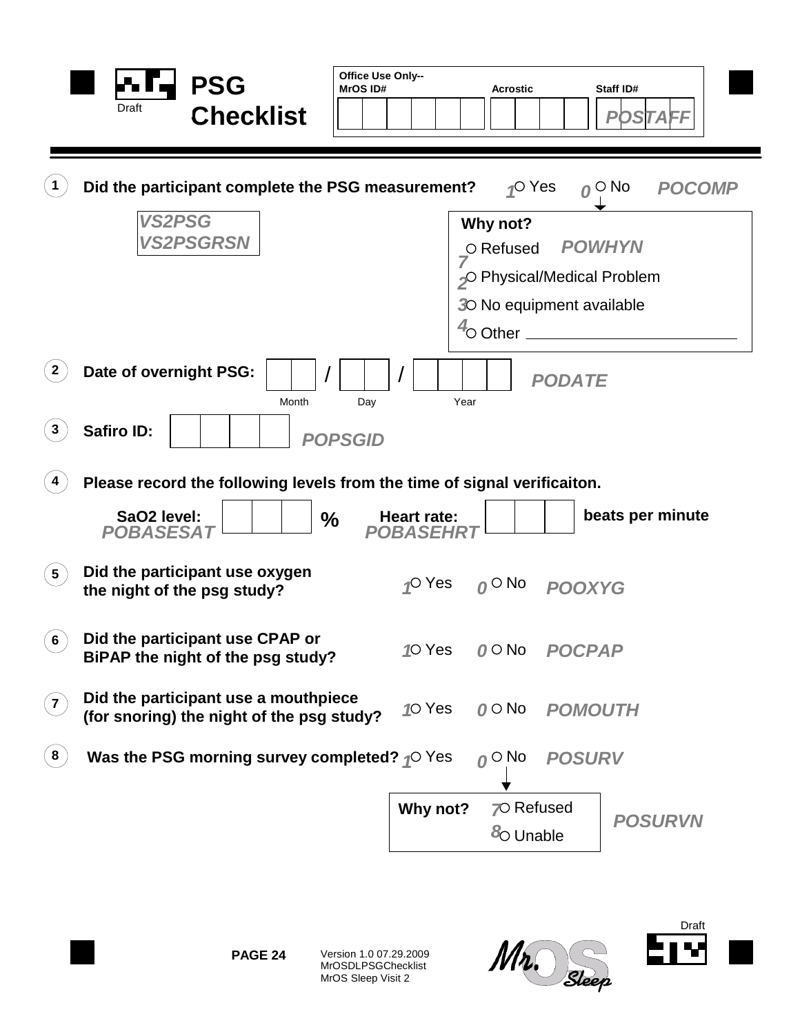# PSG Checklist

Draft

**Office Use Only--**

| MrOS ID# | Acrostic | Staff ID# |
|---|---|---|
| | | *POSTAFF* |

---

**1** **Did the participant complete the PSG measurement?** *1* ○ Yes *0* ○ No ***POCOMP***

*VS2PSG*
*VS2PSGRSN*

**Why not?** ***POWHYN***

- *7* ○ Refused
- *2* ○ Physical/Medical Problem
- *3* ○ No equipment available
- *4* ○ Other ________________________

**2** **Date of overnight PSG:** ☐☐ / ☐☐ / ☐☐☐☐ ***PODATE***

Month Day Year

**3** **Safiro ID:** ☐☐☐☐ ***POPSGID***

**4** **Please record the following levels from the time of signal verificaiton.**

**SaO2 level:** ***POBASESAT*** ☐☐☐ **%** **Heart rate:** ***POBASEHRT*** ☐☐☐ **beats per minute**

**5** **Did the participant use oxygen the night of the psg study?** *1* ○ Yes *0* ○ No ***POOXYG***

**6** **Did the participant use CPAP or BiPAP the night of the psg study?** *1* ○ Yes *0* ○ No ***POCPAP***

**7** **Did the participant use a mouthpiece (for snoring) the night of the psg study?** *1* ○ Yes *0* ○ No ***POMOUTH***

**8** **Was the PSG morning survey completed?** *1* ○ Yes *0* ○ No ***POSURV***

**Why not?** ***POSURVN***

- *7* ○ Refused
- *8* ○ Unable

Version 1.0 07.29.2009
MrOSDLPSGChecklist
MrOS Sleep Visit 2

Draft